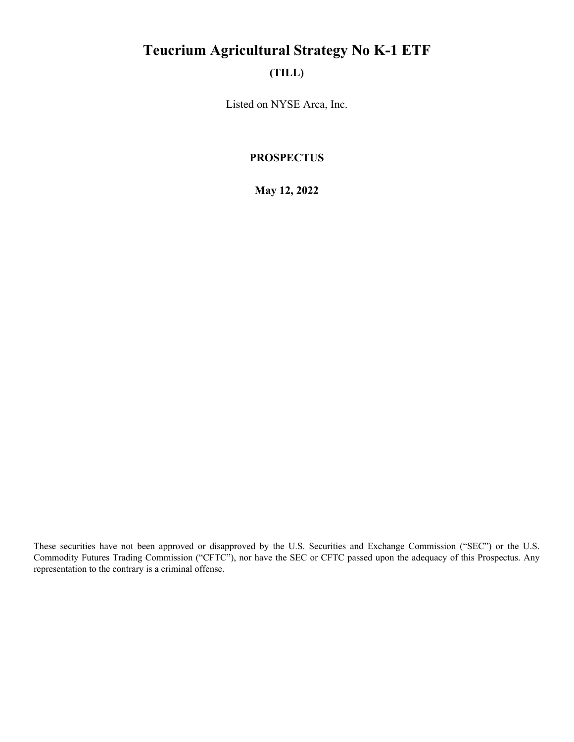# Teucrium Agricultural Strategy No K-1 ETF

**(TILL)**

Listed on NYSE Arca, Inc.

**PROSPECTUS**

**May 12, 2022**

These securities have not been approved or disapproved by the U.S. Securities and Exchange Commission ("SEC") or the U.S. Commodity Futures Trading Commission ("CFTC"), nor have the SEC or CFTC passed upon the adequacy of this Prospectus. Any representation to the contrary is a criminal offense.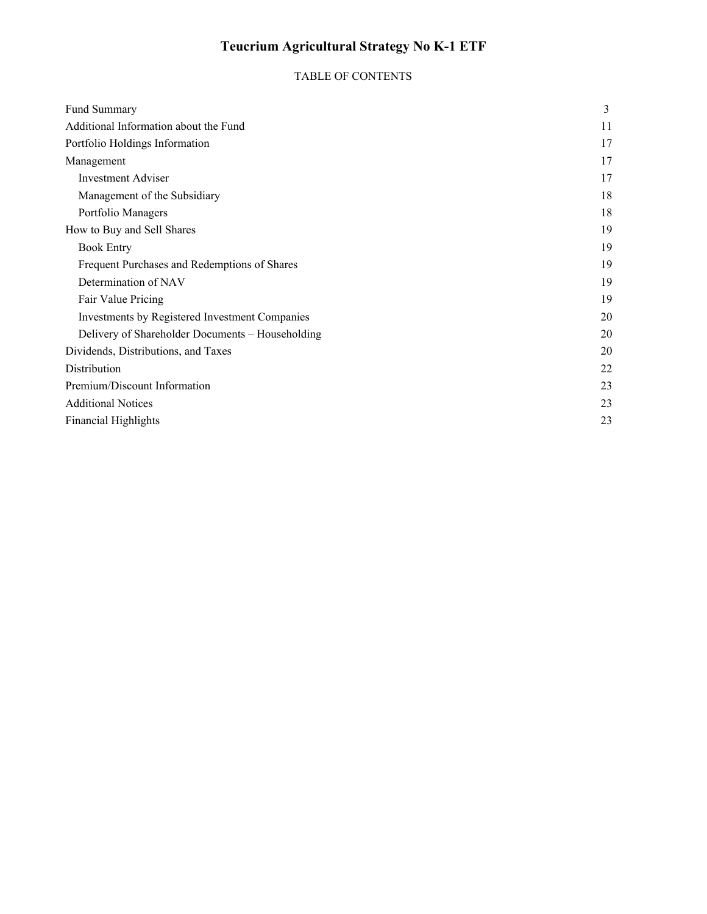# Teucrium Agricultural Strategy No K-1 ETF

TABLE OF CONTENTS

| | |
|---|---|
| Fund Summary | 3 |
| Additional Information about the Fund | 11 |
| Portfolio Holdings Information | 17 |
| Management | 17 |
| Investment Adviser | 17 |
| Management of the Subsidiary | 18 |
| Portfolio Managers | 18 |
| How to Buy and Sell Shares | 19 |
| Book Entry | 19 |
| Frequent Purchases and Redemptions of Shares | 19 |
| Determination of NAV | 19 |
| Fair Value Pricing | 19 |
| Investments by Registered Investment Companies | 20 |
| Delivery of Shareholder Documents – Householding | 20 |
| Dividends, Distributions, and Taxes | 20 |
| Distribution | 22 |
| Premium/Discount Information | 23 |
| Additional Notices | 23 |
| Financial Highlights | 23 |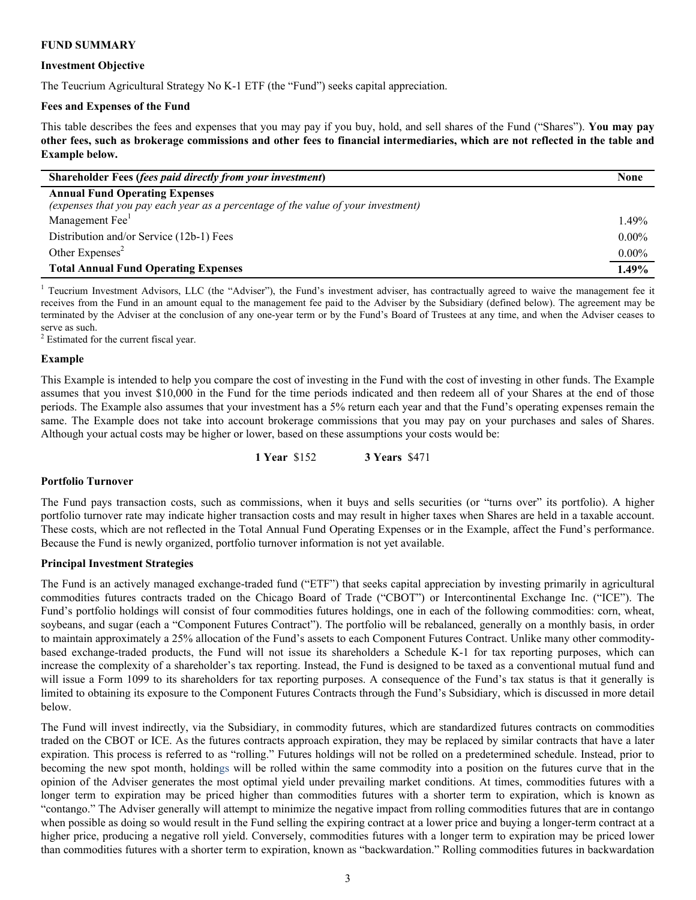**FUND SUMMARY**

**Investment Objective**

The Teucrium Agricultural Strategy No K-1 ETF (the "Fund") seeks capital appreciation.

**Fees and Expenses of the Fund**

This table describes the fees and expenses that you may pay if you buy, hold, and sell shares of the Fund ("Shares"). **You may pay other fees, such as brokerage commissions and other fees to financial intermediaries, which are not reflected in the table and Example below.**

| **Shareholder Fees (*fees paid directly from your investment*)** | **None** |
|---|---|
| **Annual Fund Operating Expenses** *(expenses that you pay each year as a percentage of the value of your investment)* | |
| Management Fee[1] | 1.49% |
| Distribution and/or Service (12b-1) Fees | 0.00% |
| Other Expenses[2] | 0.00% |
| **Total Annual Fund Operating Expenses** | **1.49%** |

[1] Teucrium Investment Advisors, LLC (the "Adviser"), the Fund's investment adviser, has contractually agreed to waive the management fee it receives from the Fund in an amount equal to the management fee paid to the Adviser by the Subsidiary (defined below). The agreement may be terminated by the Adviser at the conclusion of any one-year term or by the Fund's Board of Trustees at any time, and when the Adviser ceases to serve as such.

[2] Estimated for the current fiscal year.

**Example**

This Example is intended to help you compare the cost of investing in the Fund with the cost of investing in other funds. The Example assumes that you invest $10,000 in the Fund for the time periods indicated and then redeem all of your Shares at the end of those periods. The Example also assumes that your investment has a 5% return each year and that the Fund's operating expenses remain the same. The Example does not take into account brokerage commissions that you may pay on your purchases and sales of Shares. Although your actual costs may be higher or lower, based on these assumptions your costs would be:

| **1 Year** | **3 Years** |
|---|---|
| $152 | $471 |

**Portfolio Turnover**

The Fund pays transaction costs, such as commissions, when it buys and sells securities (or "turns over" its portfolio). A higher portfolio turnover rate may indicate higher transaction costs and may result in higher taxes when Shares are held in a taxable account. These costs, which are not reflected in the Total Annual Fund Operating Expenses or in the Example, affect the Fund's performance. Because the Fund is newly organized, portfolio turnover information is not yet available.

**Principal Investment Strategies**

The Fund is an actively managed exchange-traded fund ("ETF") that seeks capital appreciation by investing primarily in agricultural commodities futures contracts traded on the Chicago Board of Trade ("CBOT") or Intercontinental Exchange Inc. ("ICE"). The Fund's portfolio holdings will consist of four commodities futures holdings, one in each of the following commodities: corn, wheat, soybeans, and sugar (each a "Component Futures Contract"). The portfolio will be rebalanced, generally on a monthly basis, in order to maintain approximately a 25% allocation of the Fund's assets to each Component Futures Contract. Unlike many other commodity-based exchange-traded products, the Fund will not issue its shareholders a Schedule K-1 for tax reporting purposes, which can increase the complexity of a shareholder's tax reporting. Instead, the Fund is designed to be taxed as a conventional mutual fund and will issue a Form 1099 to its shareholders for tax reporting purposes. A consequence of the Fund's tax status is that it generally is limited to obtaining its exposure to the Component Futures Contracts through the Fund's Subsidiary, which is discussed in more detail below.

The Fund will invest indirectly, via the Subsidiary, in commodity futures, which are standardized futures contracts on commodities traded on the CBOT or ICE. As the futures contracts approach expiration, they may be replaced by similar contracts that have a later expiration. This process is referred to as "rolling." Futures holdings will not be rolled on a predetermined schedule. Instead, prior to becoming the new spot month, holdings will be rolled within the same commodity into a position on the futures curve that in the opinion of the Adviser generates the most optimal yield under prevailing market conditions. At times, commodities futures with a longer term to expiration may be priced higher than commodities futures with a shorter term to expiration, which is known as "contango." The Adviser generally will attempt to minimize the negative impact from rolling commodities futures that are in contango when possible as doing so would result in the Fund selling the expiring contract at a lower price and buying a longer-term contract at a higher price, producing a negative roll yield. Conversely, commodities futures with a longer term to expiration may be priced lower than commodities futures with a shorter term to expiration, known as "backwardation." Rolling commodities futures in backwardation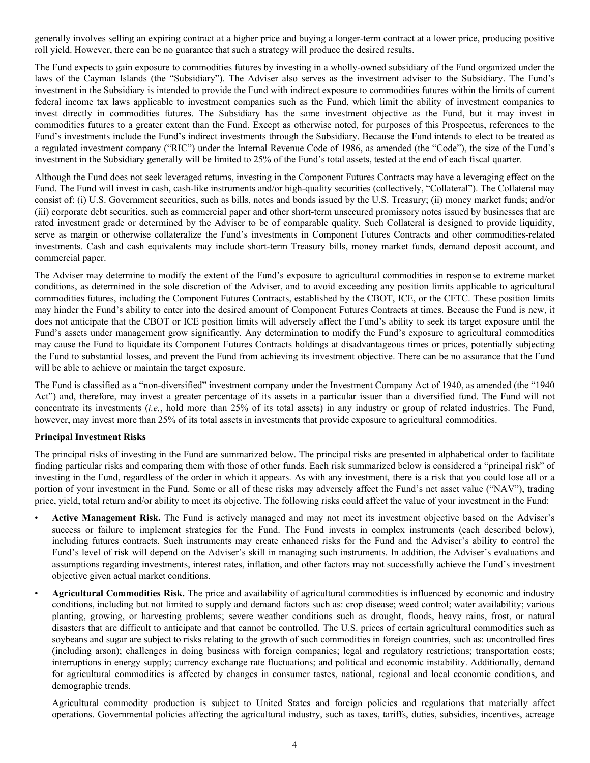generally involves selling an expiring contract at a higher price and buying a longer-term contract at a lower price, producing positive roll yield. However, there can be no guarantee that such a strategy will produce the desired results.

The Fund expects to gain exposure to commodities futures by investing in a wholly-owned subsidiary of the Fund organized under the laws of the Cayman Islands (the "Subsidiary"). The Adviser also serves as the investment adviser to the Subsidiary. The Fund's investment in the Subsidiary is intended to provide the Fund with indirect exposure to commodities futures within the limits of current federal income tax laws applicable to investment companies such as the Fund, which limit the ability of investment companies to invest directly in commodities futures. The Subsidiary has the same investment objective as the Fund, but it may invest in commodities futures to a greater extent than the Fund. Except as otherwise noted, for purposes of this Prospectus, references to the Fund's investments include the Fund's indirect investments through the Subsidiary. Because the Fund intends to elect to be treated as a regulated investment company ("RIC") under the Internal Revenue Code of 1986, as amended (the "Code"), the size of the Fund's investment in the Subsidiary generally will be limited to 25% of the Fund's total assets, tested at the end of each fiscal quarter.

Although the Fund does not seek leveraged returns, investing in the Component Futures Contracts may have a leveraging effect on the Fund. The Fund will invest in cash, cash-like instruments and/or high-quality securities (collectively, "Collateral"). The Collateral may consist of: (i) U.S. Government securities, such as bills, notes and bonds issued by the U.S. Treasury; (ii) money market funds; and/or (iii) corporate debt securities, such as commercial paper and other short-term unsecured promissory notes issued by businesses that are rated investment grade or determined by the Adviser to be of comparable quality. Such Collateral is designed to provide liquidity, serve as margin or otherwise collateralize the Fund's investments in Component Futures Contracts and other commodities-related investments. Cash and cash equivalents may include short-term Treasury bills, money market funds, demand deposit account, and commercial paper.

The Adviser may determine to modify the extent of the Fund's exposure to agricultural commodities in response to extreme market conditions, as determined in the sole discretion of the Adviser, and to avoid exceeding any position limits applicable to agricultural commodities futures, including the Component Futures Contracts, established by the CBOT, ICE, or the CFTC. These position limits may hinder the Fund's ability to enter into the desired amount of Component Futures Contracts at times. Because the Fund is new, it does not anticipate that the CBOT or ICE position limits will adversely affect the Fund's ability to seek its target exposure until the Fund's assets under management grow significantly. Any determination to modify the Fund's exposure to agricultural commodities may cause the Fund to liquidate its Component Futures Contracts holdings at disadvantageous times or prices, potentially subjecting the Fund to substantial losses, and prevent the Fund from achieving its investment objective. There can be no assurance that the Fund will be able to achieve or maintain the target exposure.

The Fund is classified as a "non-diversified" investment company under the Investment Company Act of 1940, as amended (the "1940 Act") and, therefore, may invest a greater percentage of its assets in a particular issuer than a diversified fund. The Fund will not concentrate its investments (*i.e.*, hold more than 25% of its total assets) in any industry or group of related industries. The Fund, however, may invest more than 25% of its total assets in investments that provide exposure to agricultural commodities.

**Principal Investment Risks**

The principal risks of investing in the Fund are summarized below. The principal risks are presented in alphabetical order to facilitate finding particular risks and comparing them with those of other funds. Each risk summarized below is considered a "principal risk" of investing in the Fund, regardless of the order in which it appears. As with any investment, there is a risk that you could lose all or a portion of your investment in the Fund. Some or all of these risks may adversely affect the Fund's net asset value ("NAV"), trading price, yield, total return and/or ability to meet its objective. The following risks could affect the value of your investment in the Fund:

- **Active Management Risk.** The Fund is actively managed and may not meet its investment objective based on the Adviser's success or failure to implement strategies for the Fund. The Fund invests in complex instruments (each described below), including futures contracts. Such instruments may create enhanced risks for the Fund and the Adviser's ability to control the Fund's level of risk will depend on the Adviser's skill in managing such instruments. In addition, the Adviser's evaluations and assumptions regarding investments, interest rates, inflation, and other factors may not successfully achieve the Fund's investment objective given actual market conditions.

- **Agricultural Commodities Risk.** The price and availability of agricultural commodities is influenced by economic and industry conditions, including but not limited to supply and demand factors such as: crop disease; weed control; water availability; various planting, growing, or harvesting problems; severe weather conditions such as drought, floods, heavy rains, frost, or natural disasters that are difficult to anticipate and that cannot be controlled. The U.S. prices of certain agricultural commodities such as soybeans and sugar are subject to risks relating to the growth of such commodities in foreign countries, such as: uncontrolled fires (including arson); challenges in doing business with foreign companies; legal and regulatory restrictions; transportation costs; interruptions in energy supply; currency exchange rate fluctuations; and political and economic instability. Additionally, demand for agricultural commodities is affected by changes in consumer tastes, national, regional and local economic conditions, and demographic trends.

  Agricultural commodity production is subject to United States and foreign policies and regulations that materially affect operations. Governmental policies affecting the agricultural industry, such as taxes, tariffs, duties, subsidies, incentives, acreage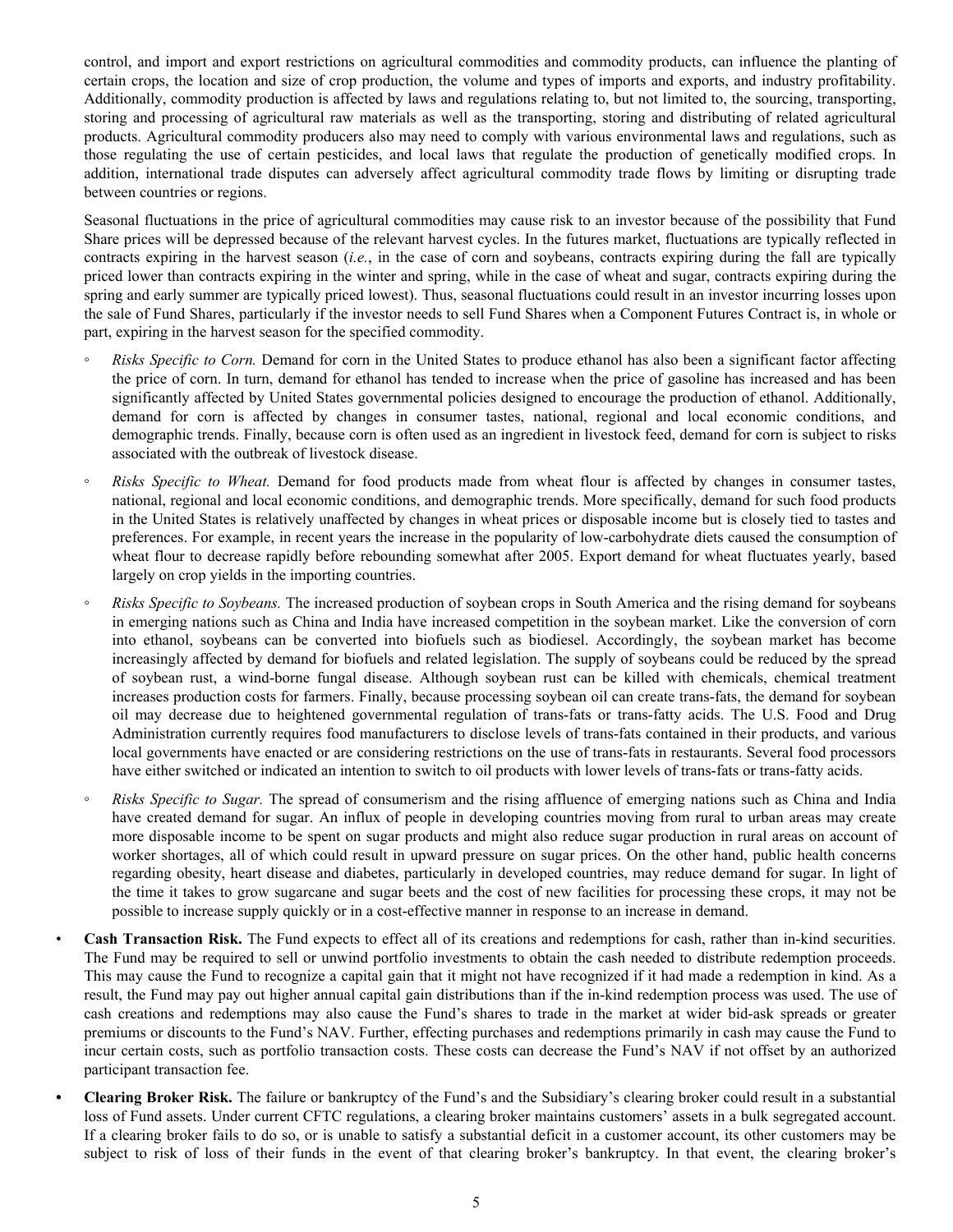control, and import and export restrictions on agricultural commodities and commodity products, can influence the planting of certain crops, the location and size of crop production, the volume and types of imports and exports, and industry profitability. Additionally, commodity production is affected by laws and regulations relating to, but not limited to, the sourcing, transporting, storing and processing of agricultural raw materials as well as the transporting, storing and distributing of related agricultural products. Agricultural commodity producers also may need to comply with various environmental laws and regulations, such as those regulating the use of certain pesticides, and local laws that regulate the production of genetically modified crops. In addition, international trade disputes can adversely affect agricultural commodity trade flows by limiting or disrupting trade between countries or regions.

Seasonal fluctuations in the price of agricultural commodities may cause risk to an investor because of the possibility that Fund Share prices will be depressed because of the relevant harvest cycles. In the futures market, fluctuations are typically reflected in contracts expiring in the harvest season (*i.e.*, in the case of corn and soybeans, contracts expiring during the fall are typically priced lower than contracts expiring in the winter and spring, while in the case of wheat and sugar, contracts expiring during the spring and early summer are typically priced lowest). Thus, seasonal fluctuations could result in an investor incurring losses upon the sale of Fund Shares, particularly if the investor needs to sell Fund Shares when a Component Futures Contract is, in whole or part, expiring in the harvest season for the specified commodity.

- *Risks Specific to Corn.* Demand for corn in the United States to produce ethanol has also been a significant factor affecting the price of corn. In turn, demand for ethanol has tended to increase when the price of gasoline has increased and has been significantly affected by United States governmental policies designed to encourage the production of ethanol. Additionally, demand for corn is affected by changes in consumer tastes, national, regional and local economic conditions, and demographic trends. Finally, because corn is often used as an ingredient in livestock feed, demand for corn is subject to risks associated with the outbreak of livestock disease.
- *Risks Specific to Wheat.* Demand for food products made from wheat flour is affected by changes in consumer tastes, national, regional and local economic conditions, and demographic trends. More specifically, demand for such food products in the United States is relatively unaffected by changes in wheat prices or disposable income but is closely tied to tastes and preferences. For example, in recent years the increase in the popularity of low-carbohydrate diets caused the consumption of wheat flour to decrease rapidly before rebounding somewhat after 2005. Export demand for wheat fluctuates yearly, based largely on crop yields in the importing countries.
- *Risks Specific to Soybeans.* The increased production of soybean crops in South America and the rising demand for soybeans in emerging nations such as China and India have increased competition in the soybean market. Like the conversion of corn into ethanol, soybeans can be converted into biofuels such as biodiesel. Accordingly, the soybean market has become increasingly affected by demand for biofuels and related legislation. The supply of soybeans could be reduced by the spread of soybean rust, a wind-borne fungal disease. Although soybean rust can be killed with chemicals, chemical treatment increases production costs for farmers. Finally, because processing soybean oil can create trans-fats, the demand for soybean oil may decrease due to heightened governmental regulation of trans-fats or trans-fatty acids. The U.S. Food and Drug Administration currently requires food manufacturers to disclose levels of trans-fats contained in their products, and various local governments have enacted or are considering restrictions on the use of trans-fats in restaurants. Several food processors have either switched or indicated an intention to switch to oil products with lower levels of trans-fats or trans-fatty acids.
- *Risks Specific to Sugar.* The spread of consumerism and the rising affluence of emerging nations such as China and India have created demand for sugar. An influx of people in developing countries moving from rural to urban areas may create more disposable income to be spent on sugar products and might also reduce sugar production in rural areas on account of worker shortages, all of which could result in upward pressure on sugar prices. On the other hand, public health concerns regarding obesity, heart disease and diabetes, particularly in developed countries, may reduce demand for sugar. In light of the time it takes to grow sugarcane and sugar beets and the cost of new facilities for processing these crops, it may not be possible to increase supply quickly or in a cost-effective manner in response to an increase in demand.

- **Cash Transaction Risk.** The Fund expects to effect all of its creations and redemptions for cash, rather than in-kind securities. The Fund may be required to sell or unwind portfolio investments to obtain the cash needed to distribute redemption proceeds. This may cause the Fund to recognize a capital gain that it might not have recognized if it had made a redemption in kind. As a result, the Fund may pay out higher annual capital gain distributions than if the in-kind redemption process was used. The use of cash creations and redemptions may also cause the Fund's shares to trade in the market at wider bid-ask spreads or greater premiums or discounts to the Fund's NAV. Further, effecting purchases and redemptions primarily in cash may cause the Fund to incur certain costs, such as portfolio transaction costs. These costs can decrease the Fund's NAV if not offset by an authorized participant transaction fee.
- **Clearing Broker Risk.** The failure or bankruptcy of the Fund's and the Subsidiary's clearing broker could result in a substantial loss of Fund assets. Under current CFTC regulations, a clearing broker maintains customers' assets in a bulk segregated account. If a clearing broker fails to do so, or is unable to satisfy a substantial deficit in a customer account, its other customers may be subject to risk of loss of their funds in the event of that clearing broker's bankruptcy. In that event, the clearing broker's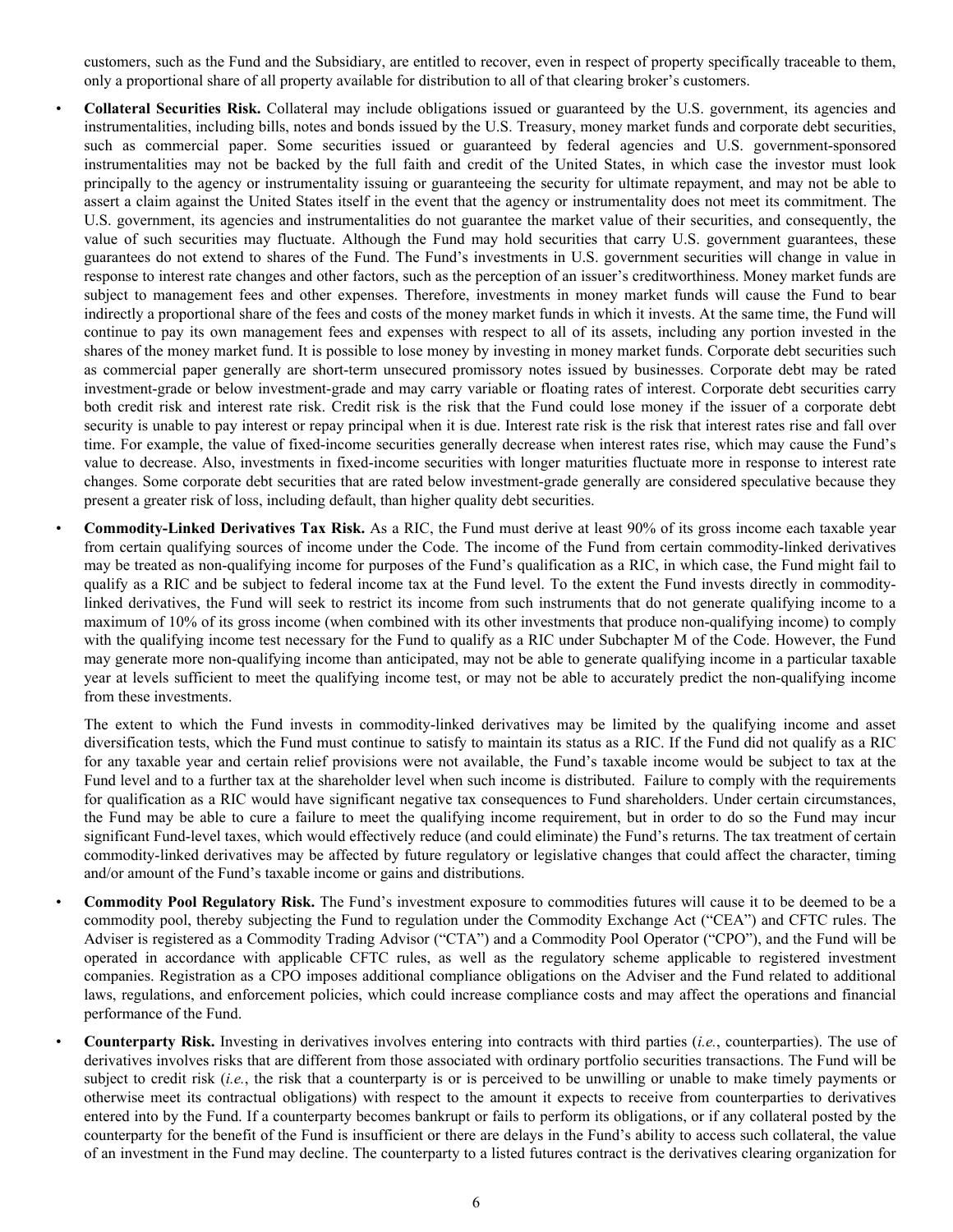customers, such as the Fund and the Subsidiary, are entitled to recover, even in respect of property specifically traceable to them, only a proportional share of all property available for distribution to all of that clearing broker's customers.

- **Collateral Securities Risk.** Collateral may include obligations issued or guaranteed by the U.S. government, its agencies and instrumentalities, including bills, notes and bonds issued by the U.S. Treasury, money market funds and corporate debt securities, such as commercial paper. Some securities issued or guaranteed by federal agencies and U.S. government-sponsored instrumentalities may not be backed by the full faith and credit of the United States, in which case the investor must look principally to the agency or instrumentality issuing or guaranteeing the security for ultimate repayment, and may not be able to assert a claim against the United States itself in the event that the agency or instrumentality does not meet its commitment. The U.S. government, its agencies and instrumentalities do not guarantee the market value of their securities, and consequently, the value of such securities may fluctuate. Although the Fund may hold securities that carry U.S. government guarantees, these guarantees do not extend to shares of the Fund. The Fund's investments in U.S. government securities will change in value in response to interest rate changes and other factors, such as the perception of an issuer's creditworthiness. Money market funds are subject to management fees and other expenses. Therefore, investments in money market funds will cause the Fund to bear indirectly a proportional share of the fees and costs of the money market funds in which it invests. At the same time, the Fund will continue to pay its own management fees and expenses with respect to all of its assets, including any portion invested in the shares of the money market fund. It is possible to lose money by investing in money market funds. Corporate debt securities such as commercial paper generally are short-term unsecured promissory notes issued by businesses. Corporate debt may be rated investment-grade or below investment-grade and may carry variable or floating rates of interest. Corporate debt securities carry both credit risk and interest rate risk. Credit risk is the risk that the Fund could lose money if the issuer of a corporate debt security is unable to pay interest or repay principal when it is due. Interest rate risk is the risk that interest rates rise and fall over time. For example, the value of fixed-income securities generally decrease when interest rates rise, which may cause the Fund's value to decrease. Also, investments in fixed-income securities with longer maturities fluctuate more in response to interest rate changes. Some corporate debt securities that are rated below investment-grade generally are considered speculative because they present a greater risk of loss, including default, than higher quality debt securities.

- **Commodity-Linked Derivatives Tax Risk.** As a RIC, the Fund must derive at least 90% of its gross income each taxable year from certain qualifying sources of income under the Code. The income of the Fund from certain commodity-linked derivatives may be treated as non-qualifying income for purposes of the Fund's qualification as a RIC, in which case, the Fund might fail to qualify as a RIC and be subject to federal income tax at the Fund level. To the extent the Fund invests directly in commodity-linked derivatives, the Fund will seek to restrict its income from such instruments that do not generate qualifying income to a maximum of 10% of its gross income (when combined with its other investments that produce non-qualifying income) to comply with the qualifying income test necessary for the Fund to qualify as a RIC under Subchapter M of the Code. However, the Fund may generate more non-qualifying income than anticipated, may not be able to generate qualifying income in a particular taxable year at levels sufficient to meet the qualifying income test, or may not be able to accurately predict the non-qualifying income from these investments.

  The extent to which the Fund invests in commodity-linked derivatives may be limited by the qualifying income and asset diversification tests, which the Fund must continue to satisfy to maintain its status as a RIC. If the Fund did not qualify as a RIC for any taxable year and certain relief provisions were not available, the Fund's taxable income would be subject to tax at the Fund level and to a further tax at the shareholder level when such income is distributed. Failure to comply with the requirements for qualification as a RIC would have significant negative tax consequences to Fund shareholders. Under certain circumstances, the Fund may be able to cure a failure to meet the qualifying income requirement, but in order to do so the Fund may incur significant Fund-level taxes, which would effectively reduce (and could eliminate) the Fund's returns. The tax treatment of certain commodity-linked derivatives may be affected by future regulatory or legislative changes that could affect the character, timing and/or amount of the Fund's taxable income or gains and distributions.

- **Commodity Pool Regulatory Risk.** The Fund's investment exposure to commodities futures will cause it to be deemed to be a commodity pool, thereby subjecting the Fund to regulation under the Commodity Exchange Act ("CEA") and CFTC rules. The Adviser is registered as a Commodity Trading Advisor ("CTA") and a Commodity Pool Operator ("CPO"), and the Fund will be operated in accordance with applicable CFTC rules, as well as the regulatory scheme applicable to registered investment companies. Registration as a CPO imposes additional compliance obligations on the Adviser and the Fund related to additional laws, regulations, and enforcement policies, which could increase compliance costs and may affect the operations and financial performance of the Fund.

- **Counterparty Risk.** Investing in derivatives involves entering into contracts with third parties (*i.e.*, counterparties). The use of derivatives involves risks that are different from those associated with ordinary portfolio securities transactions. The Fund will be subject to credit risk (*i.e.*, the risk that a counterparty is or is perceived to be unwilling or unable to make timely payments or otherwise meet its contractual obligations) with respect to the amount it expects to receive from counterparties to derivatives entered into by the Fund. If a counterparty becomes bankrupt or fails to perform its obligations, or if any collateral posted by the counterparty for the benefit of the Fund is insufficient or there are delays in the Fund's ability to access such collateral, the value of an investment in the Fund may decline. The counterparty to a listed futures contract is the derivatives clearing organization for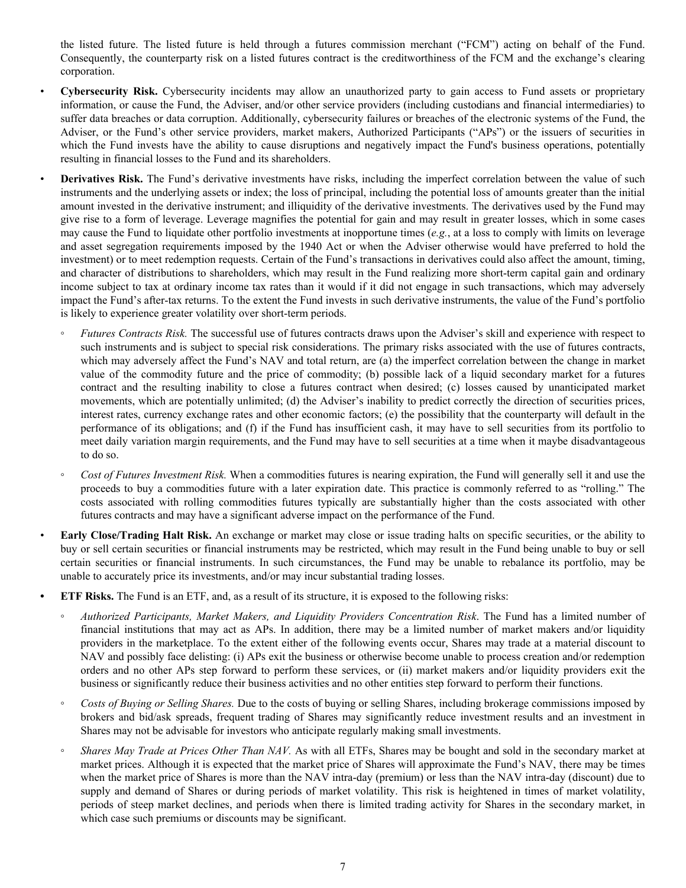the listed future. The listed future is held through a futures commission merchant ("FCM") acting on behalf of the Fund. Consequently, the counterparty risk on a listed futures contract is the creditworthiness of the FCM and the exchange's clearing corporation.

- **Cybersecurity Risk.** Cybersecurity incidents may allow an unauthorized party to gain access to Fund assets or proprietary information, or cause the Fund, the Adviser, and/or other service providers (including custodians and financial intermediaries) to suffer data breaches or data corruption. Additionally, cybersecurity failures or breaches of the electronic systems of the Fund, the Adviser, or the Fund's other service providers, market makers, Authorized Participants ("APs") or the issuers of securities in which the Fund invests have the ability to cause disruptions and negatively impact the Fund's business operations, potentially resulting in financial losses to the Fund and its shareholders.

- **Derivatives Risk.** The Fund's derivative investments have risks, including the imperfect correlation between the value of such instruments and the underlying assets or index; the loss of principal, including the potential loss of amounts greater than the initial amount invested in the derivative instrument; and illiquidity of the derivative investments. The derivatives used by the Fund may give rise to a form of leverage. Leverage magnifies the potential for gain and may result in greater losses, which in some cases may cause the Fund to liquidate other portfolio investments at inopportune times (*e.g.*, at a loss to comply with limits on leverage and asset segregation requirements imposed by the 1940 Act or when the Adviser otherwise would have preferred to hold the investment) or to meet redemption requests. Certain of the Fund's transactions in derivatives could also affect the amount, timing, and character of distributions to shareholders, which may result in the Fund realizing more short-term capital gain and ordinary income subject to tax at ordinary income tax rates than it would if it did not engage in such transactions, which may adversely impact the Fund's after-tax returns. To the extent the Fund invests in such derivative instruments, the value of the Fund's portfolio is likely to experience greater volatility over short-term periods.
  - *Futures Contracts Risk.* The successful use of futures contracts draws upon the Adviser's skill and experience with respect to such instruments and is subject to special risk considerations. The primary risks associated with the use of futures contracts, which may adversely affect the Fund's NAV and total return, are (a) the imperfect correlation between the change in market value of the commodity future and the price of commodity; (b) possible lack of a liquid secondary market for a futures contract and the resulting inability to close a futures contract when desired; (c) losses caused by unanticipated market movements, which are potentially unlimited; (d) the Adviser's inability to predict correctly the direction of securities prices, interest rates, currency exchange rates and other economic factors; (e) the possibility that the counterparty will default in the performance of its obligations; and (f) if the Fund has insufficient cash, it may have to sell securities from its portfolio to meet daily variation margin requirements, and the Fund may have to sell securities at a time when it maybe disadvantageous to do so.
  - *Cost of Futures Investment Risk.* When a commodities futures is nearing expiration, the Fund will generally sell it and use the proceeds to buy a commodities future with a later expiration date. This practice is commonly referred to as "rolling." The costs associated with rolling commodities futures typically are substantially higher than the costs associated with other futures contracts and may have a significant adverse impact on the performance of the Fund.

- **Early Close/Trading Halt Risk.** An exchange or market may close or issue trading halts on specific securities, or the ability to buy or sell certain securities or financial instruments may be restricted, which may result in the Fund being unable to buy or sell certain securities or financial instruments. In such circumstances, the Fund may be unable to rebalance its portfolio, may be unable to accurately price its investments, and/or may incur substantial trading losses.

- **ETF Risks.** The Fund is an ETF, and, as a result of its structure, it is exposed to the following risks:
  - *Authorized Participants, Market Makers, and Liquidity Providers Concentration Risk.* The Fund has a limited number of financial institutions that may act as APs. In addition, there may be a limited number of market makers and/or liquidity providers in the marketplace. To the extent either of the following events occur, Shares may trade at a material discount to NAV and possibly face delisting: (i) APs exit the business or otherwise become unable to process creation and/or redemption orders and no other APs step forward to perform these services, or (ii) market makers and/or liquidity providers exit the business or significantly reduce their business activities and no other entities step forward to perform their functions.
  - *Costs of Buying or Selling Shares.* Due to the costs of buying or selling Shares, including brokerage commissions imposed by brokers and bid/ask spreads, frequent trading of Shares may significantly reduce investment results and an investment in Shares may not be advisable for investors who anticipate regularly making small investments.
  - *Shares May Trade at Prices Other Than NAV.* As with all ETFs, Shares may be bought and sold in the secondary market at market prices. Although it is expected that the market price of Shares will approximate the Fund's NAV, there may be times when the market price of Shares is more than the NAV intra-day (premium) or less than the NAV intra-day (discount) due to supply and demand of Shares or during periods of market volatility. This risk is heightened in times of market volatility, periods of steep market declines, and periods when there is limited trading activity for Shares in the secondary market, in which case such premiums or discounts may be significant.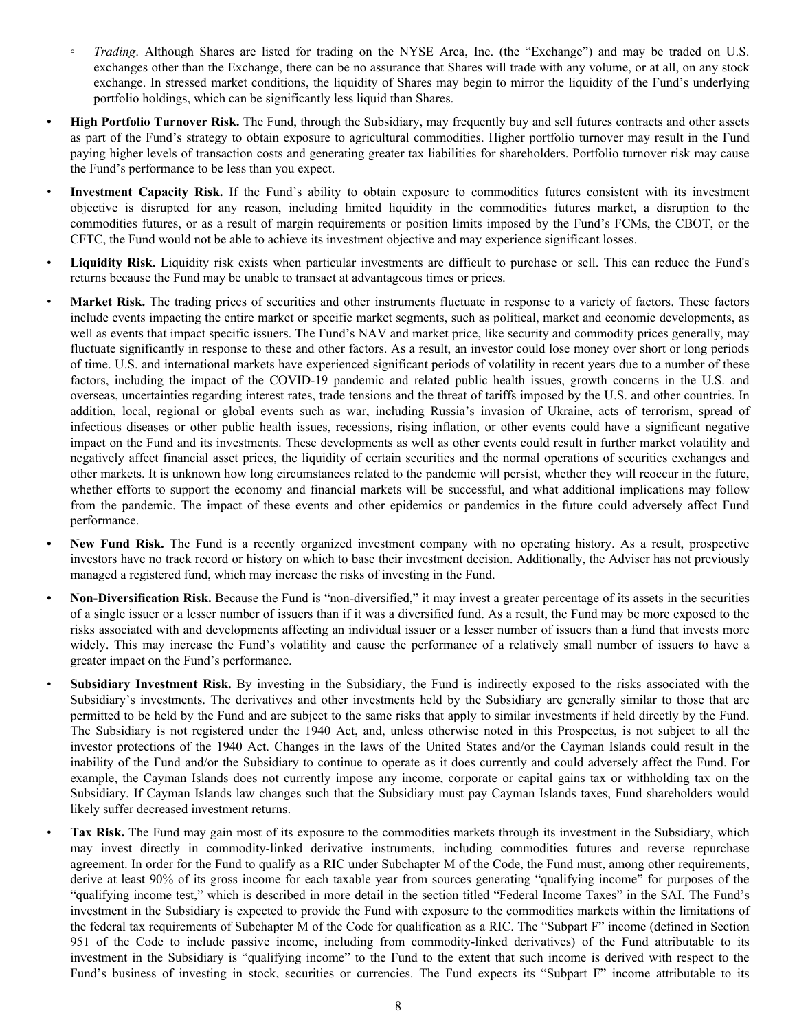- *Trading*. Although Shares are listed for trading on the NYSE Arca, Inc. (the "Exchange") and may be traded on U.S. exchanges other than the Exchange, there can be no assurance that Shares will trade with any volume, or at all, on any stock exchange. In stressed market conditions, the liquidity of Shares may begin to mirror the liquidity of the Fund's underlying portfolio holdings, which can be significantly less liquid than Shares.

- **High Portfolio Turnover Risk.** The Fund, through the Subsidiary, may frequently buy and sell futures contracts and other assets as part of the Fund's strategy to obtain exposure to agricultural commodities. Higher portfolio turnover may result in the Fund paying higher levels of transaction costs and generating greater tax liabilities for shareholders. Portfolio turnover risk may cause the Fund's performance to be less than you expect.

- **Investment Capacity Risk.** If the Fund's ability to obtain exposure to commodities futures consistent with its investment objective is disrupted for any reason, including limited liquidity in the commodities futures market, a disruption to the commodities futures, or as a result of margin requirements or position limits imposed by the Fund's FCMs, the CBOT, or the CFTC, the Fund would not be able to achieve its investment objective and may experience significant losses.

- **Liquidity Risk.** Liquidity risk exists when particular investments are difficult to purchase or sell. This can reduce the Fund's returns because the Fund may be unable to transact at advantageous times or prices.

- **Market Risk.** The trading prices of securities and other instruments fluctuate in response to a variety of factors. These factors include events impacting the entire market or specific market segments, such as political, market and economic developments, as well as events that impact specific issuers. The Fund's NAV and market price, like security and commodity prices generally, may fluctuate significantly in response to these and other factors. As a result, an investor could lose money over short or long periods of time. U.S. and international markets have experienced significant periods of volatility in recent years due to a number of these factors, including the impact of the COVID-19 pandemic and related public health issues, growth concerns in the U.S. and overseas, uncertainties regarding interest rates, trade tensions and the threat of tariffs imposed by the U.S. and other countries. In addition, local, regional or global events such as war, including Russia's invasion of Ukraine, acts of terrorism, spread of infectious diseases or other public health issues, recessions, rising inflation, or other events could have a significant negative impact on the Fund and its investments. These developments as well as other events could result in further market volatility and negatively affect financial asset prices, the liquidity of certain securities and the normal operations of securities exchanges and other markets. It is unknown how long circumstances related to the pandemic will persist, whether they will reoccur in the future, whether efforts to support the economy and financial markets will be successful, and what additional implications may follow from the pandemic. The impact of these events and other epidemics or pandemics in the future could adversely affect Fund performance.

- **New Fund Risk.** The Fund is a recently organized investment company with no operating history. As a result, prospective investors have no track record or history on which to base their investment decision. Additionally, the Adviser has not previously managed a registered fund, which may increase the risks of investing in the Fund.

- **Non-Diversification Risk.** Because the Fund is "non-diversified," it may invest a greater percentage of its assets in the securities of a single issuer or a lesser number of issuers than if it was a diversified fund. As a result, the Fund may be more exposed to the risks associated with and developments affecting an individual issuer or a lesser number of issuers than a fund that invests more widely. This may increase the Fund's volatility and cause the performance of a relatively small number of issuers to have a greater impact on the Fund's performance.

- **Subsidiary Investment Risk.** By investing in the Subsidiary, the Fund is indirectly exposed to the risks associated with the Subsidiary's investments. The derivatives and other investments held by the Subsidiary are generally similar to those that are permitted to be held by the Fund and are subject to the same risks that apply to similar investments if held directly by the Fund. The Subsidiary is not registered under the 1940 Act, and, unless otherwise noted in this Prospectus, is not subject to all the investor protections of the 1940 Act. Changes in the laws of the United States and/or the Cayman Islands could result in the inability of the Fund and/or the Subsidiary to continue to operate as it does currently and could adversely affect the Fund. For example, the Cayman Islands does not currently impose any income, corporate or capital gains tax or withholding tax on the Subsidiary. If Cayman Islands law changes such that the Subsidiary must pay Cayman Islands taxes, Fund shareholders would likely suffer decreased investment returns.

- **Tax Risk.** The Fund may gain most of its exposure to the commodities markets through its investment in the Subsidiary, which may invest directly in commodity-linked derivative instruments, including commodities futures and reverse repurchase agreement. In order for the Fund to qualify as a RIC under Subchapter M of the Code, the Fund must, among other requirements, derive at least 90% of its gross income for each taxable year from sources generating "qualifying income" for purposes of the "qualifying income test," which is described in more detail in the section titled "Federal Income Taxes" in the SAI. The Fund's investment in the Subsidiary is expected to provide the Fund with exposure to the commodities markets within the limitations of the federal tax requirements of Subchapter M of the Code for qualification as a RIC. The "Subpart F" income (defined in Section 951 of the Code to include passive income, including from commodity-linked derivatives) of the Fund attributable to its investment in the Subsidiary is "qualifying income" to the Fund to the extent that such income is derived with respect to the Fund's business of investing in stock, securities or currencies. The Fund expects its "Subpart F" income attributable to its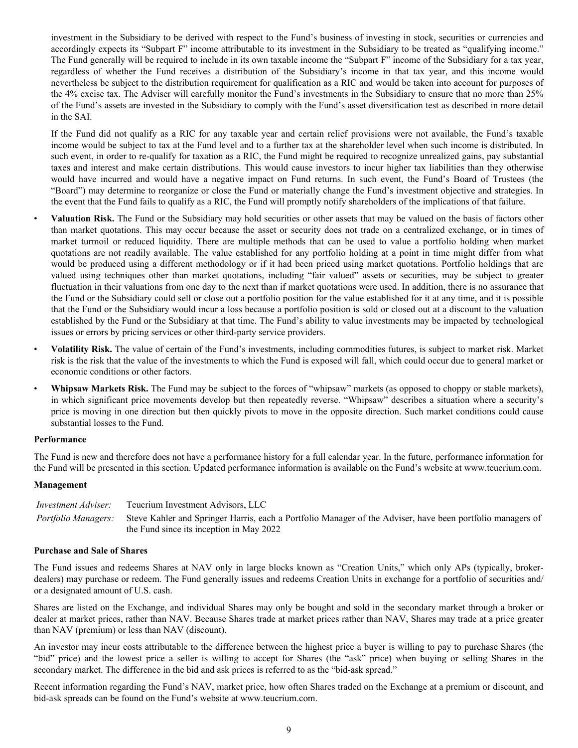investment in the Subsidiary to be derived with respect to the Fund's business of investing in stock, securities or currencies and accordingly expects its "Subpart F" income attributable to its investment in the Subsidiary to be treated as "qualifying income." The Fund generally will be required to include in its own taxable income the "Subpart F" income of the Subsidiary for a tax year, regardless of whether the Fund receives a distribution of the Subsidiary's income in that tax year, and this income would nevertheless be subject to the distribution requirement for qualification as a RIC and would be taken into account for purposes of the 4% excise tax. The Adviser will carefully monitor the Fund's investments in the Subsidiary to ensure that no more than 25% of the Fund's assets are invested in the Subsidiary to comply with the Fund's asset diversification test as described in more detail in the SAI.

If the Fund did not qualify as a RIC for any taxable year and certain relief provisions were not available, the Fund's taxable income would be subject to tax at the Fund level and to a further tax at the shareholder level when such income is distributed. In such event, in order to re-qualify for taxation as a RIC, the Fund might be required to recognize unrealized gains, pay substantial taxes and interest and make certain distributions. This would cause investors to incur higher tax liabilities than they otherwise would have incurred and would have a negative impact on Fund returns. In such event, the Fund's Board of Trustees (the "Board") may determine to reorganize or close the Fund or materially change the Fund's investment objective and strategies. In the event that the Fund fails to qualify as a RIC, the Fund will promptly notify shareholders of the implications of that failure.

- **Valuation Risk.** The Fund or the Subsidiary may hold securities or other assets that may be valued on the basis of factors other than market quotations. This may occur because the asset or security does not trade on a centralized exchange, or in times of market turmoil or reduced liquidity. There are multiple methods that can be used to value a portfolio holding when market quotations are not readily available. The value established for any portfolio holding at a point in time might differ from what would be produced using a different methodology or if it had been priced using market quotations. Portfolio holdings that are valued using techniques other than market quotations, including "fair valued" assets or securities, may be subject to greater fluctuation in their valuations from one day to the next than if market quotations were used. In addition, there is no assurance that the Fund or the Subsidiary could sell or close out a portfolio position for the value established for it at any time, and it is possible that the Fund or the Subsidiary would incur a loss because a portfolio position is sold or closed out at a discount to the valuation established by the Fund or the Subsidiary at that time. The Fund's ability to value investments may be impacted by technological issues or errors by pricing services or other third-party service providers.
- **Volatility Risk.** The value of certain of the Fund's investments, including commodities futures, is subject to market risk. Market risk is the risk that the value of the investments to which the Fund is exposed will fall, which could occur due to general market or economic conditions or other factors.
- **Whipsaw Markets Risk.** The Fund may be subject to the forces of "whipsaw" markets (as opposed to choppy or stable markets), in which significant price movements develop but then repeatedly reverse. "Whipsaw" describes a situation where a security's price is moving in one direction but then quickly pivots to move in the opposite direction. Such market conditions could cause substantial losses to the Fund.

**Performance**

The Fund is new and therefore does not have a performance history for a full calendar year. In the future, performance information for the Fund will be presented in this section. Updated performance information is available on the Fund's website at www.teucrium.com.

**Management**

| | |
|---|---|
| *Investment Adviser:* | Teucrium Investment Advisors, LLC |
| *Portfolio Managers:* | Steve Kahler and Springer Harris, each a Portfolio Manager of the Adviser, have been portfolio managers of the Fund since its inception in May 2022 |

**Purchase and Sale of Shares**

The Fund issues and redeems Shares at NAV only in large blocks known as "Creation Units," which only APs (typically, broker-dealers) may purchase or redeem. The Fund generally issues and redeems Creation Units in exchange for a portfolio of securities and/or a designated amount of U.S. cash.

Shares are listed on the Exchange, and individual Shares may only be bought and sold in the secondary market through a broker or dealer at market prices, rather than NAV. Because Shares trade at market prices rather than NAV, Shares may trade at a price greater than NAV (premium) or less than NAV (discount).

An investor may incur costs attributable to the difference between the highest price a buyer is willing to pay to purchase Shares (the "bid" price) and the lowest price a seller is willing to accept for Shares (the "ask" price) when buying or selling Shares in the secondary market. The difference in the bid and ask prices is referred to as the "bid-ask spread."

Recent information regarding the Fund's NAV, market price, how often Shares traded on the Exchange at a premium or discount, and bid-ask spreads can be found on the Fund's website at www.teucrium.com.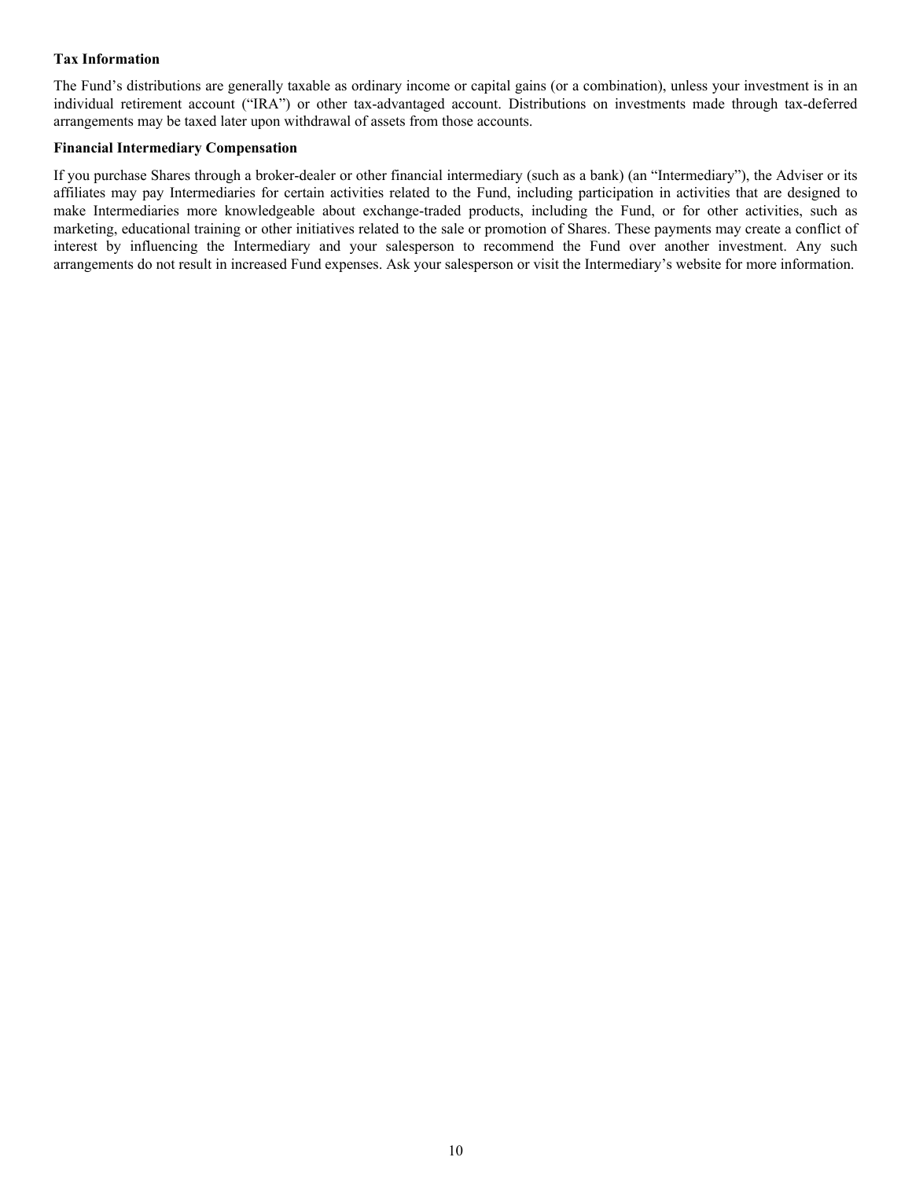**Tax Information**

The Fund’s distributions are generally taxable as ordinary income or capital gains (or a combination), unless your investment is in an individual retirement account (“IRA”) or other tax-advantaged account. Distributions on investments made through tax-deferred arrangements may be taxed later upon withdrawal of assets from those accounts.

**Financial Intermediary Compensation**

If you purchase Shares through a broker-dealer or other financial intermediary (such as a bank) (an “Intermediary”), the Adviser or its affiliates may pay Intermediaries for certain activities related to the Fund, including participation in activities that are designed to make Intermediaries more knowledgeable about exchange-traded products, including the Fund, or for other activities, such as marketing, educational training or other initiatives related to the sale or promotion of Shares. These payments may create a conflict of interest by influencing the Intermediary and your salesperson to recommend the Fund over another investment. Any such arrangements do not result in increased Fund expenses. Ask your salesperson or visit the Intermediary’s website for more information.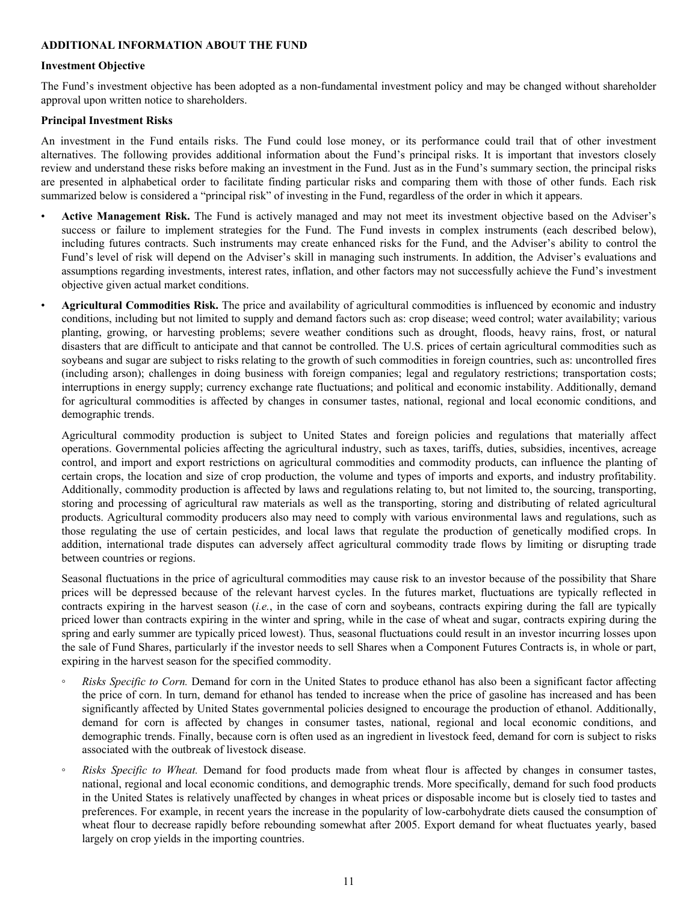## ADDITIONAL INFORMATION ABOUT THE FUND

### Investment Objective

The Fund's investment objective has been adopted as a non-fundamental investment policy and may be changed without shareholder approval upon written notice to shareholders.

### Principal Investment Risks

An investment in the Fund entails risks. The Fund could lose money, or its performance could trail that of other investment alternatives. The following provides additional information about the Fund's principal risks. It is important that investors closely review and understand these risks before making an investment in the Fund. Just as in the Fund's summary section, the principal risks are presented in alphabetical order to facilitate finding particular risks and comparing them with those of other funds. Each risk summarized below is considered a "principal risk" of investing in the Fund, regardless of the order in which it appears.

- **Active Management Risk.** The Fund is actively managed and may not meet its investment objective based on the Adviser's success or failure to implement strategies for the Fund. The Fund invests in complex instruments (each described below), including futures contracts. Such instruments may create enhanced risks for the Fund, and the Adviser's ability to control the Fund's level of risk will depend on the Adviser's skill in managing such instruments. In addition, the Adviser's evaluations and assumptions regarding investments, interest rates, inflation, and other factors may not successfully achieve the Fund's investment objective given actual market conditions.

- **Agricultural Commodities Risk.** The price and availability of agricultural commodities is influenced by economic and industry conditions, including but not limited to supply and demand factors such as: crop disease; weed control; water availability; various planting, growing, or harvesting problems; severe weather conditions such as drought, floods, heavy rains, frost, or natural disasters that are difficult to anticipate and that cannot be controlled. The U.S. prices of certain agricultural commodities such as soybeans and sugar are subject to risks relating to the growth of such commodities in foreign countries, such as: uncontrolled fires (including arson); challenges in doing business with foreign companies; legal and regulatory restrictions; transportation costs; interruptions in energy supply; currency exchange rate fluctuations; and political and economic instability. Additionally, demand for agricultural commodities is affected by changes in consumer tastes, national, regional and local economic conditions, and demographic trends.

  Agricultural commodity production is subject to United States and foreign policies and regulations that materially affect operations. Governmental policies affecting the agricultural industry, such as taxes, tariffs, duties, subsidies, incentives, acreage control, and import and export restrictions on agricultural commodities and commodity products, can influence the planting of certain crops, the location and size of crop production, the volume and types of imports and exports, and industry profitability. Additionally, commodity production is affected by laws and regulations relating to, but not limited to, the sourcing, transporting, storing and processing of agricultural raw materials as well as the transporting, storing and distributing of related agricultural products. Agricultural commodity producers also may need to comply with various environmental laws and regulations, such as those regulating the use of certain pesticides, and local laws that regulate the production of genetically modified crops. In addition, international trade disputes can adversely affect agricultural commodity trade flows by limiting or disrupting trade between countries or regions.

  Seasonal fluctuations in the price of agricultural commodities may cause risk to an investor because of the possibility that Share prices will be depressed because of the relevant harvest cycles. In the futures market, fluctuations are typically reflected in contracts expiring in the harvest season (*i.e.*, in the case of corn and soybeans, contracts expiring during the fall are typically priced lower than contracts expiring in the winter and spring, while in the case of wheat and sugar, contracts expiring during the spring and early summer are typically priced lowest). Thus, seasonal fluctuations could result in an investor incurring losses upon the sale of Fund Shares, particularly if the investor needs to sell Shares when a Component Futures Contracts is, in whole or part, expiring in the harvest season for the specified commodity.

  - *Risks Specific to Corn.* Demand for corn in the United States to produce ethanol has also been a significant factor affecting the price of corn. In turn, demand for ethanol has tended to increase when the price of gasoline has increased and has been significantly affected by United States governmental policies designed to encourage the production of ethanol. Additionally, demand for corn is affected by changes in consumer tastes, national, regional and local economic conditions, and demographic trends. Finally, because corn is often used as an ingredient in livestock feed, demand for corn is subject to risks associated with the outbreak of livestock disease.

  - *Risks Specific to Wheat.* Demand for food products made from wheat flour is affected by changes in consumer tastes, national, regional and local economic conditions, and demographic trends. More specifically, demand for such food products in the United States is relatively unaffected by changes in wheat prices or disposable income but is closely tied to tastes and preferences. For example, in recent years the increase in the popularity of low-carbohydrate diets caused the consumption of wheat flour to decrease rapidly before rebounding somewhat after 2005. Export demand for wheat fluctuates yearly, based largely on crop yields in the importing countries.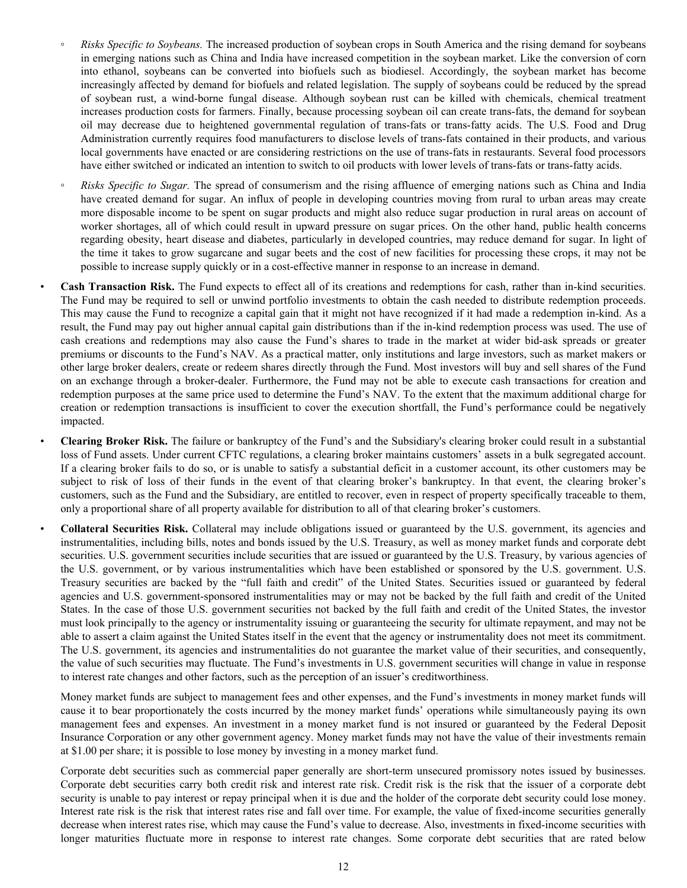- *Risks Specific to Soybeans.* The increased production of soybean crops in South America and the rising demand for soybeans in emerging nations such as China and India have increased competition in the soybean market. Like the conversion of corn into ethanol, soybeans can be converted into biofuels such as biodiesel. Accordingly, the soybean market has become increasingly affected by demand for biofuels and related legislation. The supply of soybeans could be reduced by the spread of soybean rust, a wind-borne fungal disease. Although soybean rust can be killed with chemicals, chemical treatment increases production costs for farmers. Finally, because processing soybean oil can create trans-fats, the demand for soybean oil may decrease due to heightened governmental regulation of trans-fats or trans-fatty acids. The U.S. Food and Drug Administration currently requires food manufacturers to disclose levels of trans-fats contained in their products, and various local governments have enacted or are considering restrictions on the use of trans-fats in restaurants. Several food processors have either switched or indicated an intention to switch to oil products with lower levels of trans-fats or trans-fatty acids.
- *Risks Specific to Sugar.* The spread of consumerism and the rising affluence of emerging nations such as China and India have created demand for sugar. An influx of people in developing countries moving from rural to urban areas may create more disposable income to be spent on sugar products and might also reduce sugar production in rural areas on account of worker shortages, all of which could result in upward pressure on sugar prices. On the other hand, public health concerns regarding obesity, heart disease and diabetes, particularly in developed countries, may reduce demand for sugar. In light of the time it takes to grow sugarcane and sugar beets and the cost of new facilities for processing these crops, it may not be possible to increase supply quickly or in a cost-effective manner in response to an increase in demand.

- **Cash Transaction Risk.** The Fund expects to effect all of its creations and redemptions for cash, rather than in-kind securities. The Fund may be required to sell or unwind portfolio investments to obtain the cash needed to distribute redemption proceeds. This may cause the Fund to recognize a capital gain that it might not have recognized if it had made a redemption in-kind. As a result, the Fund may pay out higher annual capital gain distributions than if the in-kind redemption process was used. The use of cash creations and redemptions may also cause the Fund's shares to trade in the market at wider bid-ask spreads or greater premiums or discounts to the Fund's NAV. As a practical matter, only institutions and large investors, such as market makers or other large broker dealers, create or redeem shares directly through the Fund. Most investors will buy and sell shares of the Fund on an exchange through a broker-dealer. Furthermore, the Fund may not be able to execute cash transactions for creation and redemption purposes at the same price used to determine the Fund's NAV. To the extent that the maximum additional charge for creation or redemption transactions is insufficient to cover the execution shortfall, the Fund's performance could be negatively impacted.
- **Clearing Broker Risk.** The failure or bankruptcy of the Fund's and the Subsidiary's clearing broker could result in a substantial loss of Fund assets. Under current CFTC regulations, a clearing broker maintains customers' assets in a bulk segregated account. If a clearing broker fails to do so, or is unable to satisfy a substantial deficit in a customer account, its other customers may be subject to risk of loss of their funds in the event of that clearing broker's bankruptcy. In that event, the clearing broker's customers, such as the Fund and the Subsidiary, are entitled to recover, even in respect of property specifically traceable to them, only a proportional share of all property available for distribution to all of that clearing broker's customers.
- **Collateral Securities Risk.** Collateral may include obligations issued or guaranteed by the U.S. government, its agencies and instrumentalities, including bills, notes and bonds issued by the U.S. Treasury, as well as money market funds and corporate debt securities. U.S. government securities include securities that are issued or guaranteed by the U.S. Treasury, by various agencies of the U.S. government, or by various instrumentalities which have been established or sponsored by the U.S. government. U.S. Treasury securities are backed by the "full faith and credit" of the United States. Securities issued or guaranteed by federal agencies and U.S. government-sponsored instrumentalities may or may not be backed by the full faith and credit of the United States. In the case of those U.S. government securities not backed by the full faith and credit of the United States, the investor must look principally to the agency or instrumentality issuing or guaranteeing the security for ultimate repayment, and may not be able to assert a claim against the United States itself in the event that the agency or instrumentality does not meet its commitment. The U.S. government, its agencies and instrumentalities do not guarantee the market value of their securities, and consequently, the value of such securities may fluctuate. The Fund's investments in U.S. government securities will change in value in response to interest rate changes and other factors, such as the perception of an issuer's creditworthiness.

  Money market funds are subject to management fees and other expenses, and the Fund's investments in money market funds will cause it to bear proportionately the costs incurred by the money market funds' operations while simultaneously paying its own management fees and expenses. An investment in a money market fund is not insured or guaranteed by the Federal Deposit Insurance Corporation or any other government agency. Money market funds may not have the value of their investments remain at $1.00 per share; it is possible to lose money by investing in a money market fund.

  Corporate debt securities such as commercial paper generally are short-term unsecured promissory notes issued by businesses. Corporate debt securities carry both credit risk and interest rate risk. Credit risk is the risk that the issuer of a corporate debt security is unable to pay interest or repay principal when it is due and the holder of the corporate debt security could lose money. Interest rate risk is the risk that interest rates rise and fall over time. For example, the value of fixed-income securities generally decrease when interest rates rise, which may cause the Fund's value to decrease. Also, investments in fixed-income securities with longer maturities fluctuate more in response to interest rate changes. Some corporate debt securities that are rated below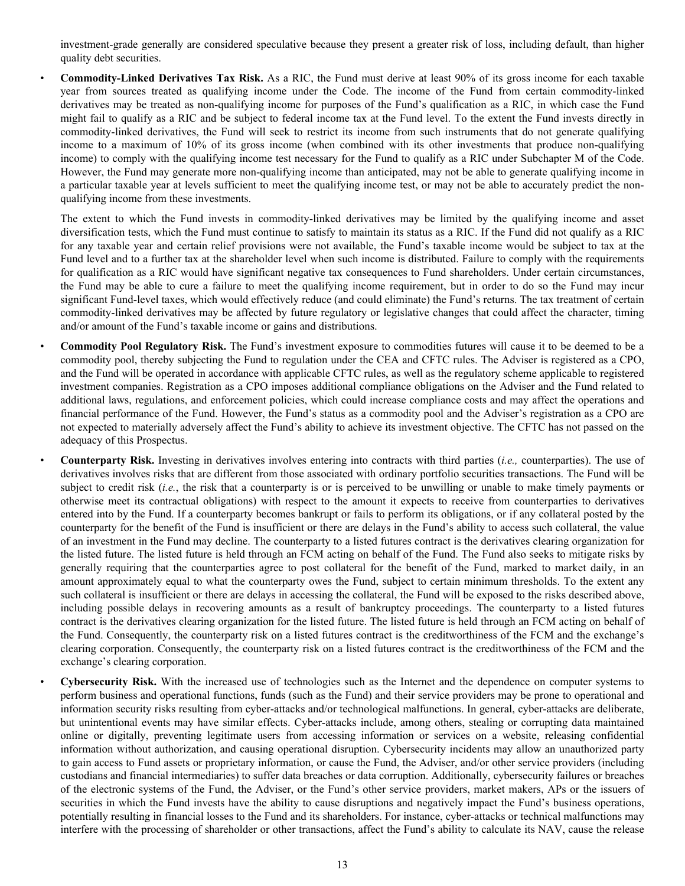investment-grade generally are considered speculative because they present a greater risk of loss, including default, than higher quality debt securities.

- **Commodity-Linked Derivatives Tax Risk.** As a RIC, the Fund must derive at least 90% of its gross income for each taxable year from sources treated as qualifying income under the Code. The income of the Fund from certain commodity-linked derivatives may be treated as non-qualifying income for purposes of the Fund's qualification as a RIC, in which case the Fund might fail to qualify as a RIC and be subject to federal income tax at the Fund level. To the extent the Fund invests directly in commodity-linked derivatives, the Fund will seek to restrict its income from such instruments that do not generate qualifying income to a maximum of 10% of its gross income (when combined with its other investments that produce non-qualifying income) to comply with the qualifying income test necessary for the Fund to qualify as a RIC under Subchapter M of the Code. However, the Fund may generate more non-qualifying income than anticipated, may not be able to generate qualifying income in a particular taxable year at levels sufficient to meet the qualifying income test, or may not be able to accurately predict the non-qualifying income from these investments.

  The extent to which the Fund invests in commodity-linked derivatives may be limited by the qualifying income and asset diversification tests, which the Fund must continue to satisfy to maintain its status as a RIC. If the Fund did not qualify as a RIC for any taxable year and certain relief provisions were not available, the Fund's taxable income would be subject to tax at the Fund level and to a further tax at the shareholder level when such income is distributed. Failure to comply with the requirements for qualification as a RIC would have significant negative tax consequences to Fund shareholders. Under certain circumstances, the Fund may be able to cure a failure to meet the qualifying income requirement, but in order to do so the Fund may incur significant Fund-level taxes, which would effectively reduce (and could eliminate) the Fund's returns. The tax treatment of certain commodity-linked derivatives may be affected by future regulatory or legislative changes that could affect the character, timing and/or amount of the Fund's taxable income or gains and distributions.

- **Commodity Pool Regulatory Risk.** The Fund's investment exposure to commodities futures will cause it to be deemed to be a commodity pool, thereby subjecting the Fund to regulation under the CEA and CFTC rules. The Adviser is registered as a CPO, and the Fund will be operated in accordance with applicable CFTC rules, as well as the regulatory scheme applicable to registered investment companies. Registration as a CPO imposes additional compliance obligations on the Adviser and the Fund related to additional laws, regulations, and enforcement policies, which could increase compliance costs and may affect the operations and financial performance of the Fund. However, the Fund's status as a commodity pool and the Adviser's registration as a CPO are not expected to materially adversely affect the Fund's ability to achieve its investment objective. The CFTC has not passed on the adequacy of this Prospectus.

- **Counterparty Risk.** Investing in derivatives involves entering into contracts with third parties (*i.e.,* counterparties). The use of derivatives involves risks that are different from those associated with ordinary portfolio securities transactions. The Fund will be subject to credit risk (*i.e.*, the risk that a counterparty is or is perceived to be unwilling or unable to make timely payments or otherwise meet its contractual obligations) with respect to the amount it expects to receive from counterparties to derivatives entered into by the Fund. If a counterparty becomes bankrupt or fails to perform its obligations, or if any collateral posted by the counterparty for the benefit of the Fund is insufficient or there are delays in the Fund's ability to access such collateral, the value of an investment in the Fund may decline. The counterparty to a listed futures contract is the derivatives clearing organization for the listed future. The listed future is held through an FCM acting on behalf of the Fund. The Fund also seeks to mitigate risks by generally requiring that the counterparties agree to post collateral for the benefit of the Fund, marked to market daily, in an amount approximately equal to what the counterparty owes the Fund, subject to certain minimum thresholds. To the extent any such collateral is insufficient or there are delays in accessing the collateral, the Fund will be exposed to the risks described above, including possible delays in recovering amounts as a result of bankruptcy proceedings. The counterparty to a listed futures contract is the derivatives clearing organization for the listed future. The listed future is held through an FCM acting on behalf of the Fund. Consequently, the counterparty risk on a listed futures contract is the creditworthiness of the FCM and the exchange's clearing corporation. Consequently, the counterparty risk on a listed futures contract is the creditworthiness of the FCM and the exchange's clearing corporation.

- **Cybersecurity Risk.** With the increased use of technologies such as the Internet and the dependence on computer systems to perform business and operational functions, funds (such as the Fund) and their service providers may be prone to operational and information security risks resulting from cyber-attacks and/or technological malfunctions. In general, cyber-attacks are deliberate, but unintentional events may have similar effects. Cyber-attacks include, among others, stealing or corrupting data maintained online or digitally, preventing legitimate users from accessing information or services on a website, releasing confidential information without authorization, and causing operational disruption. Cybersecurity incidents may allow an unauthorized party to gain access to Fund assets or proprietary information, or cause the Fund, the Adviser, and/or other service providers (including custodians and financial intermediaries) to suffer data breaches or data corruption. Additionally, cybersecurity failures or breaches of the electronic systems of the Fund, the Adviser, or the Fund's other service providers, market makers, APs or the issuers of securities in which the Fund invests have the ability to cause disruptions and negatively impact the Fund's business operations, potentially resulting in financial losses to the Fund and its shareholders. For instance, cyber-attacks or technical malfunctions may interfere with the processing of shareholder or other transactions, affect the Fund's ability to calculate its NAV, cause the release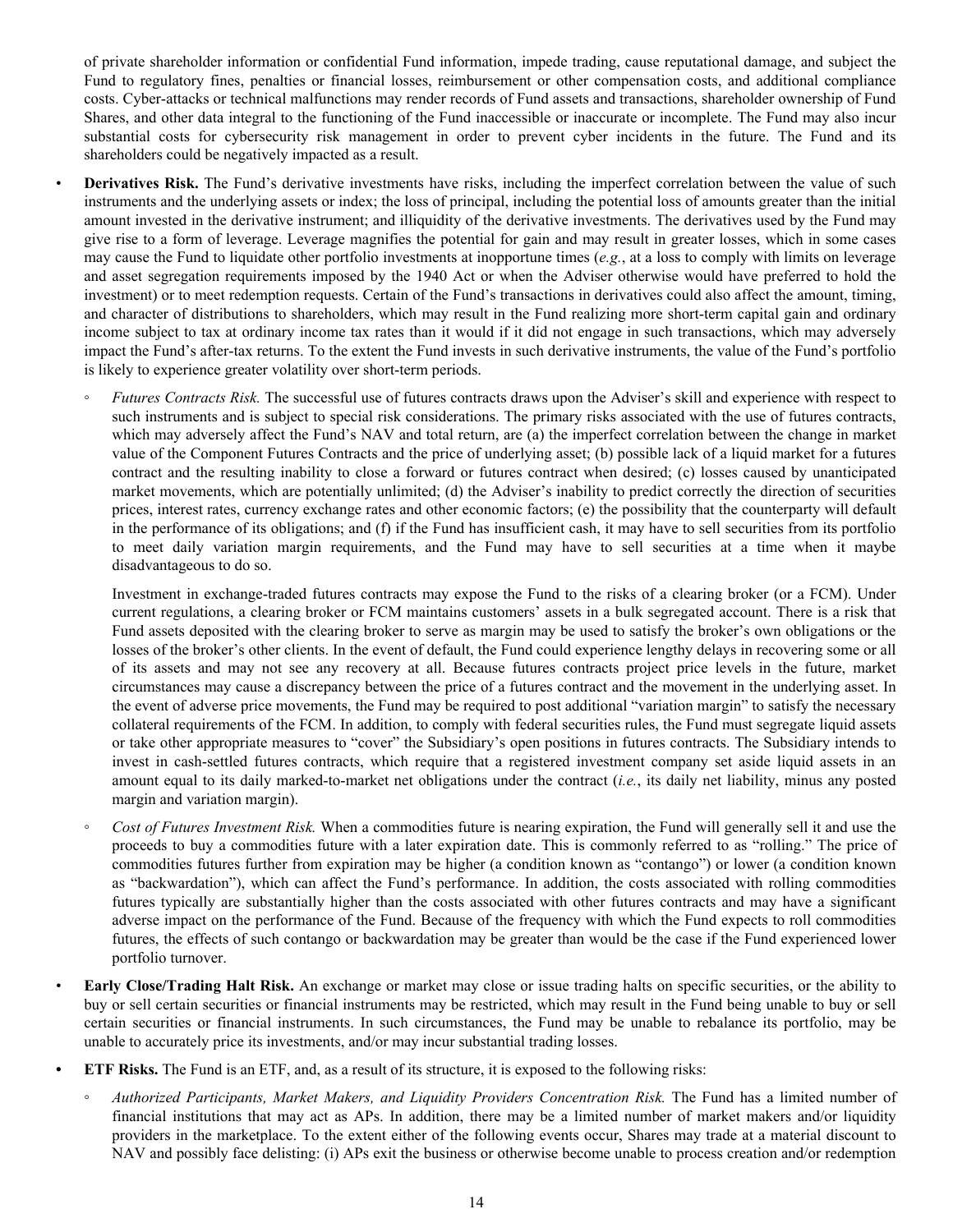of private shareholder information or confidential Fund information, impede trading, cause reputational damage, and subject the Fund to regulatory fines, penalties or financial losses, reimbursement or other compensation costs, and additional compliance costs. Cyber-attacks or technical malfunctions may render records of Fund assets and transactions, shareholder ownership of Fund Shares, and other data integral to the functioning of the Fund inaccessible or inaccurate or incomplete. The Fund may also incur substantial costs for cybersecurity risk management in order to prevent cyber incidents in the future. The Fund and its shareholders could be negatively impacted as a result.

- **Derivatives Risk.** The Fund's derivative investments have risks, including the imperfect correlation between the value of such instruments and the underlying assets or index; the loss of principal, including the potential loss of amounts greater than the initial amount invested in the derivative instrument; and illiquidity of the derivative investments. The derivatives used by the Fund may give rise to a form of leverage. Leverage magnifies the potential for gain and may result in greater losses, which in some cases may cause the Fund to liquidate other portfolio investments at inopportune times (*e.g.*, at a loss to comply with limits on leverage and asset segregation requirements imposed by the 1940 Act or when the Adviser otherwise would have preferred to hold the investment) or to meet redemption requests. Certain of the Fund's transactions in derivatives could also affect the amount, timing, and character of distributions to shareholders, which may result in the Fund realizing more short-term capital gain and ordinary income subject to tax at ordinary income tax rates than it would if it did not engage in such transactions, which may adversely impact the Fund's after-tax returns. To the extent the Fund invests in such derivative instruments, the value of the Fund's portfolio is likely to experience greater volatility over short-term periods.

  - *Futures Contracts Risk.* The successful use of futures contracts draws upon the Adviser's skill and experience with respect to such instruments and is subject to special risk considerations. The primary risks associated with the use of futures contracts, which may adversely affect the Fund's NAV and total return, are (a) the imperfect correlation between the change in market value of the Component Futures Contracts and the price of underlying asset; (b) possible lack of a liquid market for a futures contract and the resulting inability to close a forward or futures contract when desired; (c) losses caused by unanticipated market movements, which are potentially unlimited; (d) the Adviser's inability to predict correctly the direction of securities prices, interest rates, currency exchange rates and other economic factors; (e) the possibility that the counterparty will default in the performance of its obligations; and (f) if the Fund has insufficient cash, it may have to sell securities from its portfolio to meet daily variation margin requirements, and the Fund may have to sell securities at a time when it maybe disadvantageous to do so.

    Investment in exchange-traded futures contracts may expose the Fund to the risks of a clearing broker (or a FCM). Under current regulations, a clearing broker or FCM maintains customers' assets in a bulk segregated account. There is a risk that Fund assets deposited with the clearing broker to serve as margin may be used to satisfy the broker's own obligations or the losses of the broker's other clients. In the event of default, the Fund could experience lengthy delays in recovering some or all of its assets and may not see any recovery at all. Because futures contracts project price levels in the future, market circumstances may cause a discrepancy between the price of a futures contract and the movement in the underlying asset. In the event of adverse price movements, the Fund may be required to post additional "variation margin" to satisfy the necessary collateral requirements of the FCM. In addition, to comply with federal securities rules, the Fund must segregate liquid assets or take other appropriate measures to "cover" the Subsidiary's open positions in futures contracts. The Subsidiary intends to invest in cash-settled futures contracts, which require that a registered investment company set aside liquid assets in an amount equal to its daily marked-to-market net obligations under the contract (*i.e.*, its daily net liability, minus any posted margin and variation margin).

  - *Cost of Futures Investment Risk.* When a commodities future is nearing expiration, the Fund will generally sell it and use the proceeds to buy a commodities future with a later expiration date. This is commonly referred to as "rolling." The price of commodities futures further from expiration may be higher (a condition known as "contango") or lower (a condition known as "backwardation"), which can affect the Fund's performance. In addition, the costs associated with rolling commodities futures typically are substantially higher than the costs associated with other futures contracts and may have a significant adverse impact on the performance of the Fund. Because of the frequency with which the Fund expects to roll commodities futures, the effects of such contango or backwardation may be greater than would be the case if the Fund experienced lower portfolio turnover.

- **Early Close/Trading Halt Risk.** An exchange or market may close or issue trading halts on specific securities, or the ability to buy or sell certain securities or financial instruments may be restricted, which may result in the Fund being unable to buy or sell certain securities or financial instruments. In such circumstances, the Fund may be unable to rebalance its portfolio, may be unable to accurately price its investments, and/or may incur substantial trading losses.

- **ETF Risks.** The Fund is an ETF, and, as a result of its structure, it is exposed to the following risks:

  - *Authorized Participants, Market Makers, and Liquidity Providers Concentration Risk.* The Fund has a limited number of financial institutions that may act as APs. In addition, there may be a limited number of market makers and/or liquidity providers in the marketplace. To the extent either of the following events occur, Shares may trade at a material discount to NAV and possibly face delisting: (i) APs exit the business or otherwise become unable to process creation and/or redemption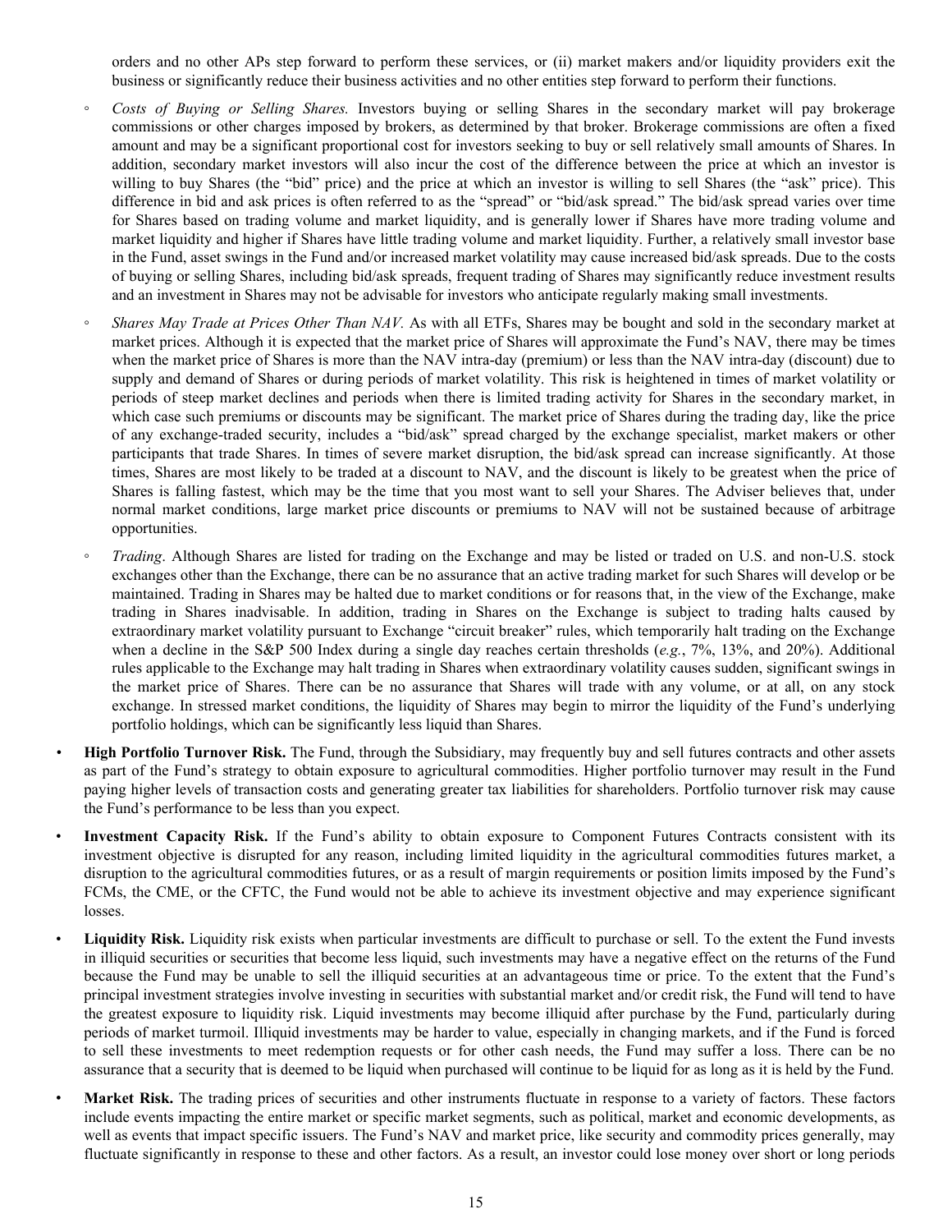orders and no other APs step forward to perform these services, or (ii) market makers and/or liquidity providers exit the business or significantly reduce their business activities and no other entities step forward to perform their functions.

  - *Costs of Buying or Selling Shares.* Investors buying or selling Shares in the secondary market will pay brokerage commissions or other charges imposed by brokers, as determined by that broker. Brokerage commissions are often a fixed amount and may be a significant proportional cost for investors seeking to buy or sell relatively small amounts of Shares. In addition, secondary market investors will also incur the cost of the difference between the price at which an investor is willing to buy Shares (the "bid" price) and the price at which an investor is willing to sell Shares (the "ask" price). This difference in bid and ask prices is often referred to as the "spread" or "bid/ask spread." The bid/ask spread varies over time for Shares based on trading volume and market liquidity, and is generally lower if Shares have more trading volume and market liquidity and higher if Shares have little trading volume and market liquidity. Further, a relatively small investor base in the Fund, asset swings in the Fund and/or increased market volatility may cause increased bid/ask spreads. Due to the costs of buying or selling Shares, including bid/ask spreads, frequent trading of Shares may significantly reduce investment results and an investment in Shares may not be advisable for investors who anticipate regularly making small investments.

  - *Shares May Trade at Prices Other Than NAV.* As with all ETFs, Shares may be bought and sold in the secondary market at market prices. Although it is expected that the market price of Shares will approximate the Fund's NAV, there may be times when the market price of Shares is more than the NAV intra-day (premium) or less than the NAV intra-day (discount) due to supply and demand of Shares or during periods of market volatility. This risk is heightened in times of market volatility or periods of steep market declines and periods when there is limited trading activity for Shares in the secondary market, in which case such premiums or discounts may be significant. The market price of Shares during the trading day, like the price of any exchange-traded security, includes a "bid/ask" spread charged by the exchange specialist, market makers or other participants that trade Shares. In times of severe market disruption, the bid/ask spread can increase significantly. At those times, Shares are most likely to be traded at a discount to NAV, and the discount is likely to be greatest when the price of Shares is falling fastest, which may be the time that you most want to sell your Shares. The Adviser believes that, under normal market conditions, large market price discounts or premiums to NAV will not be sustained because of arbitrage opportunities.

  - *Trading*. Although Shares are listed for trading on the Exchange and may be listed or traded on U.S. and non-U.S. stock exchanges other than the Exchange, there can be no assurance that an active trading market for such Shares will develop or be maintained. Trading in Shares may be halted due to market conditions or for reasons that, in the view of the Exchange, make trading in Shares inadvisable. In addition, trading in Shares on the Exchange is subject to trading halts caused by extraordinary market volatility pursuant to Exchange "circuit breaker" rules, which temporarily halt trading on the Exchange when a decline in the S&P 500 Index during a single day reaches certain thresholds (*e.g.*, 7%, 13%, and 20%). Additional rules applicable to the Exchange may halt trading in Shares when extraordinary volatility causes sudden, significant swings in the market price of Shares. There can be no assurance that Shares will trade with any volume, or at all, on any stock exchange. In stressed market conditions, the liquidity of Shares may begin to mirror the liquidity of the Fund's underlying portfolio holdings, which can be significantly less liquid than Shares.

- **High Portfolio Turnover Risk.** The Fund, through the Subsidiary, may frequently buy and sell futures contracts and other assets as part of the Fund's strategy to obtain exposure to agricultural commodities. Higher portfolio turnover may result in the Fund paying higher levels of transaction costs and generating greater tax liabilities for shareholders. Portfolio turnover risk may cause the Fund's performance to be less than you expect.

- **Investment Capacity Risk.** If the Fund's ability to obtain exposure to Component Futures Contracts consistent with its investment objective is disrupted for any reason, including limited liquidity in the agricultural commodities futures market, a disruption to the agricultural commodities futures, or as a result of margin requirements or position limits imposed by the Fund's FCMs, the CME, or the CFTC, the Fund would not be able to achieve its investment objective and may experience significant losses.

- **Liquidity Risk.** Liquidity risk exists when particular investments are difficult to purchase or sell. To the extent the Fund invests in illiquid securities or securities that become less liquid, such investments may have a negative effect on the returns of the Fund because the Fund may be unable to sell the illiquid securities at an advantageous time or price. To the extent that the Fund's principal investment strategies involve investing in securities with substantial market and/or credit risk, the Fund will tend to have the greatest exposure to liquidity risk. Liquid investments may become illiquid after purchase by the Fund, particularly during periods of market turmoil. Illiquid investments may be harder to value, especially in changing markets, and if the Fund is forced to sell these investments to meet redemption requests or for other cash needs, the Fund may suffer a loss. There can be no assurance that a security that is deemed to be liquid when purchased will continue to be liquid for as long as it is held by the Fund.

- **Market Risk.** The trading prices of securities and other instruments fluctuate in response to a variety of factors. These factors include events impacting the entire market or specific market segments, such as political, market and economic developments, as well as events that impact specific issuers. The Fund's NAV and market price, like security and commodity prices generally, may fluctuate significantly in response to these and other factors. As a result, an investor could lose money over short or long periods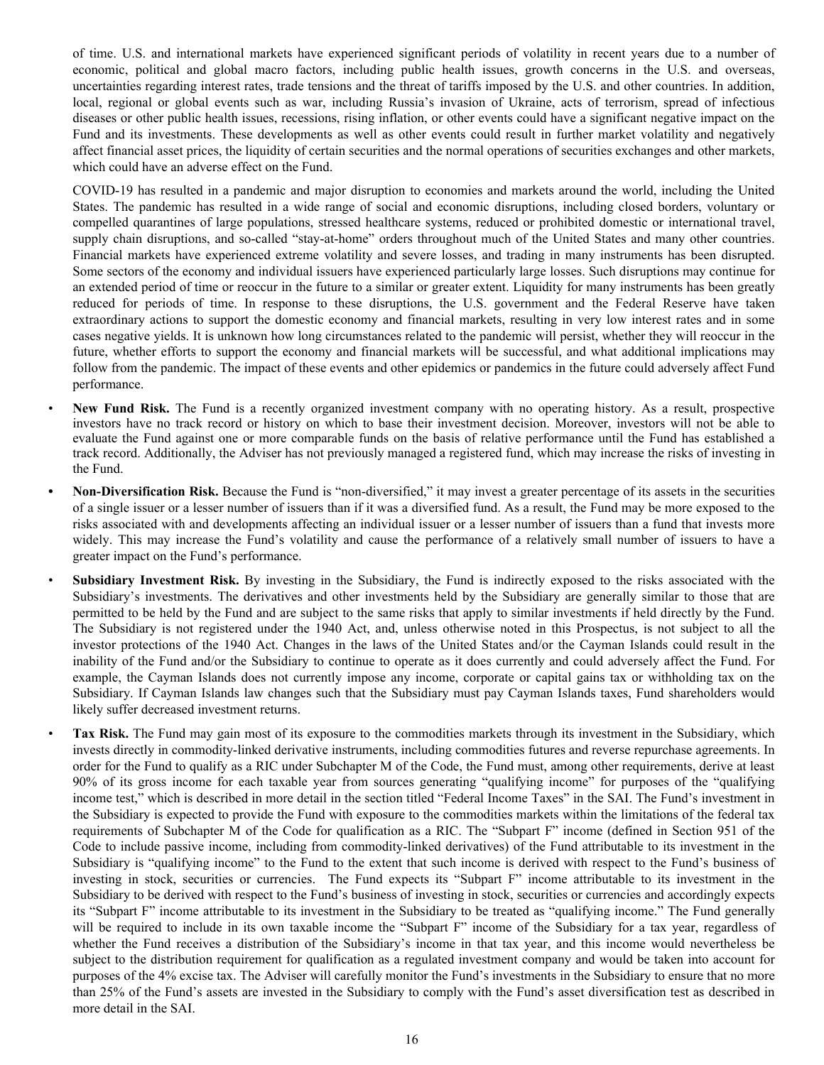of time. U.S. and international markets have experienced significant periods of volatility in recent years due to a number of economic, political and global macro factors, including public health issues, growth concerns in the U.S. and overseas, uncertainties regarding interest rates, trade tensions and the threat of tariffs imposed by the U.S. and other countries. In addition, local, regional or global events such as war, including Russia's invasion of Ukraine, acts of terrorism, spread of infectious diseases or other public health issues, recessions, rising inflation, or other events could have a significant negative impact on the Fund and its investments. These developments as well as other events could result in further market volatility and negatively affect financial asset prices, the liquidity of certain securities and the normal operations of securities exchanges and other markets, which could have an adverse effect on the Fund.

COVID-19 has resulted in a pandemic and major disruption to economies and markets around the world, including the United States. The pandemic has resulted in a wide range of social and economic disruptions, including closed borders, voluntary or compelled quarantines of large populations, stressed healthcare systems, reduced or prohibited domestic or international travel, supply chain disruptions, and so-called "stay-at-home" orders throughout much of the United States and many other countries. Financial markets have experienced extreme volatility and severe losses, and trading in many instruments has been disrupted. Some sectors of the economy and individual issuers have experienced particularly large losses. Such disruptions may continue for an extended period of time or reoccur in the future to a similar or greater extent. Liquidity for many instruments has been greatly reduced for periods of time. In response to these disruptions, the U.S. government and the Federal Reserve have taken extraordinary actions to support the domestic economy and financial markets, resulting in very low interest rates and in some cases negative yields. It is unknown how long circumstances related to the pandemic will persist, whether they will reoccur in the future, whether efforts to support the economy and financial markets will be successful, and what additional implications may follow from the pandemic. The impact of these events and other epidemics or pandemics in the future could adversely affect Fund performance.

- **New Fund Risk.** The Fund is a recently organized investment company with no operating history. As a result, prospective investors have no track record or history on which to base their investment decision. Moreover, investors will not be able to evaluate the Fund against one or more comparable funds on the basis of relative performance until the Fund has established a track record. Additionally, the Adviser has not previously managed a registered fund, which may increase the risks of investing in the Fund.
- **Non-Diversification Risk.** Because the Fund is "non-diversified," it may invest a greater percentage of its assets in the securities of a single issuer or a lesser number of issuers than if it was a diversified fund. As a result, the Fund may be more exposed to the risks associated with and developments affecting an individual issuer or a lesser number of issuers than a fund that invests more widely. This may increase the Fund's volatility and cause the performance of a relatively small number of issuers to have a greater impact on the Fund's performance.
- **Subsidiary Investment Risk.** By investing in the Subsidiary, the Fund is indirectly exposed to the risks associated with the Subsidiary's investments. The derivatives and other investments held by the Subsidiary are generally similar to those that are permitted to be held by the Fund and are subject to the same risks that apply to similar investments if held directly by the Fund. The Subsidiary is not registered under the 1940 Act, and, unless otherwise noted in this Prospectus, is not subject to all the investor protections of the 1940 Act. Changes in the laws of the United States and/or the Cayman Islands could result in the inability of the Fund and/or the Subsidiary to continue to operate as it does currently and could adversely affect the Fund. For example, the Cayman Islands does not currently impose any income, corporate or capital gains tax or withholding tax on the Subsidiary. If Cayman Islands law changes such that the Subsidiary must pay Cayman Islands taxes, Fund shareholders would likely suffer decreased investment returns.
- **Tax Risk.** The Fund may gain most of its exposure to the commodities markets through its investment in the Subsidiary, which invests directly in commodity-linked derivative instruments, including commodities futures and reverse repurchase agreements. In order for the Fund to qualify as a RIC under Subchapter M of the Code, the Fund must, among other requirements, derive at least 90% of its gross income for each taxable year from sources generating "qualifying income" for purposes of the "qualifying income test," which is described in more detail in the section titled "Federal Income Taxes" in the SAI. The Fund's investment in the Subsidiary is expected to provide the Fund with exposure to the commodities markets within the limitations of the federal tax requirements of Subchapter M of the Code for qualification as a RIC. The "Subpart F" income (defined in Section 951 of the Code to include passive income, including from commodity-linked derivatives) of the Fund attributable to its investment in the Subsidiary is "qualifying income" to the Fund to the extent that such income is derived with respect to the Fund's business of investing in stock, securities or currencies. The Fund expects its "Subpart F" income attributable to its investment in the Subsidiary to be derived with respect to the Fund's business of investing in stock, securities or currencies and accordingly expects its "Subpart F" income attributable to its investment in the Subsidiary to be treated as "qualifying income." The Fund generally will be required to include in its own taxable income the "Subpart F" income of the Subsidiary for a tax year, regardless of whether the Fund receives a distribution of the Subsidiary's income in that tax year, and this income would nevertheless be subject to the distribution requirement for qualification as a regulated investment company and would be taken into account for purposes of the 4% excise tax. The Adviser will carefully monitor the Fund's investments in the Subsidiary to ensure that no more than 25% of the Fund's assets are invested in the Subsidiary to comply with the Fund's asset diversification test as described in more detail in the SAI.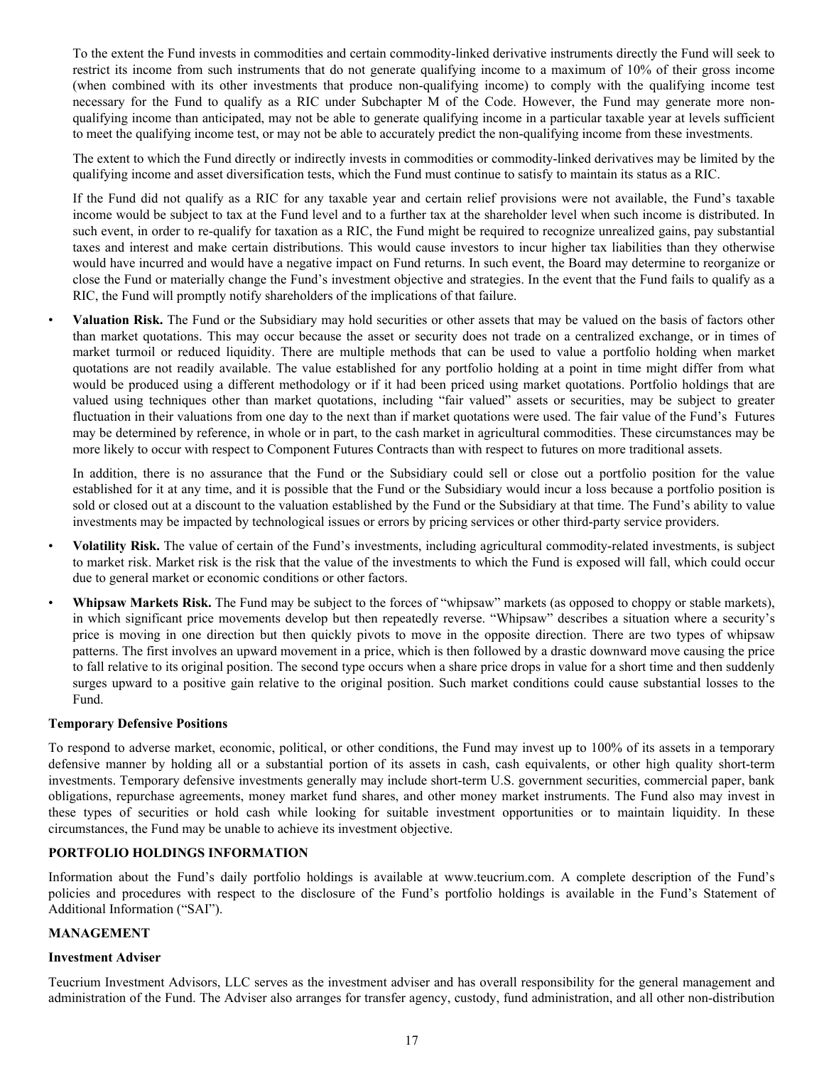To the extent the Fund invests in commodities and certain commodity-linked derivative instruments directly the Fund will seek to restrict its income from such instruments that do not generate qualifying income to a maximum of 10% of their gross income (when combined with its other investments that produce non-qualifying income) to comply with the qualifying income test necessary for the Fund to qualify as a RIC under Subchapter M of the Code. However, the Fund may generate more non-qualifying income than anticipated, may not be able to generate qualifying income in a particular taxable year at levels sufficient to meet the qualifying income test, or may not be able to accurately predict the non-qualifying income from these investments.

The extent to which the Fund directly or indirectly invests in commodities or commodity-linked derivatives may be limited by the qualifying income and asset diversification tests, which the Fund must continue to satisfy to maintain its status as a RIC.

If the Fund did not qualify as a RIC for any taxable year and certain relief provisions were not available, the Fund's taxable income would be subject to tax at the Fund level and to a further tax at the shareholder level when such income is distributed. In such event, in order to re-qualify for taxation as a RIC, the Fund might be required to recognize unrealized gains, pay substantial taxes and interest and make certain distributions. This would cause investors to incur higher tax liabilities than they otherwise would have incurred and would have a negative impact on Fund returns. In such event, the Board may determine to reorganize or close the Fund or materially change the Fund's investment objective and strategies. In the event that the Fund fails to qualify as a RIC, the Fund will promptly notify shareholders of the implications of that failure.

- **Valuation Risk.** The Fund or the Subsidiary may hold securities or other assets that may be valued on the basis of factors other than market quotations. This may occur because the asset or security does not trade on a centralized exchange, or in times of market turmoil or reduced liquidity. There are multiple methods that can be used to value a portfolio holding when market quotations are not readily available. The value established for any portfolio holding at a point in time might differ from what would be produced using a different methodology or if it had been priced using market quotations. Portfolio holdings that are valued using techniques other than market quotations, including "fair valued" assets or securities, may be subject to greater fluctuation in their valuations from one day to the next than if market quotations were used. The fair value of the Fund's Futures may be determined by reference, in whole or in part, to the cash market in agricultural commodities. These circumstances may be more likely to occur with respect to Component Futures Contracts than with respect to futures on more traditional assets.

  In addition, there is no assurance that the Fund or the Subsidiary could sell or close out a portfolio position for the value established for it at any time, and it is possible that the Fund or the Subsidiary would incur a loss because a portfolio position is sold or closed out at a discount to the valuation established by the Fund or the Subsidiary at that time. The Fund's ability to value investments may be impacted by technological issues or errors by pricing services or other third-party service providers.

- **Volatility Risk.** The value of certain of the Fund's investments, including agricultural commodity-related investments, is subject to market risk. Market risk is the risk that the value of the investments to which the Fund is exposed will fall, which could occur due to general market or economic conditions or other factors.

- **Whipsaw Markets Risk.** The Fund may be subject to the forces of "whipsaw" markets (as opposed to choppy or stable markets), in which significant price movements develop but then repeatedly reverse. "Whipsaw" describes a situation where a security's price is moving in one direction but then quickly pivots to move in the opposite direction. There are two types of whipsaw patterns. The first involves an upward movement in a price, which is then followed by a drastic downward move causing the price to fall relative to its original position. The second type occurs when a share price drops in value for a short time and then suddenly surges upward to a positive gain relative to the original position. Such market conditions could cause substantial losses to the Fund.

### Temporary Defensive Positions

To respond to adverse market, economic, political, or other conditions, the Fund may invest up to 100% of its assets in a temporary defensive manner by holding all or a substantial portion of its assets in cash, cash equivalents, or other high quality short-term investments. Temporary defensive investments generally may include short-term U.S. government securities, commercial paper, bank obligations, repurchase agreements, money market fund shares, and other money market instruments. The Fund also may invest in these types of securities or hold cash while looking for suitable investment opportunities or to maintain liquidity. In these circumstances, the Fund may be unable to achieve its investment objective.

## PORTFOLIO HOLDINGS INFORMATION

Information about the Fund's daily portfolio holdings is available at www.teucrium.com. A complete description of the Fund's policies and procedures with respect to the disclosure of the Fund's portfolio holdings is available in the Fund's Statement of Additional Information ("SAI").

## MANAGEMENT

### Investment Adviser

Teucrium Investment Advisors, LLC serves as the investment adviser and has overall responsibility for the general management and administration of the Fund. The Adviser also arranges for transfer agency, custody, fund administration, and all other non-distribution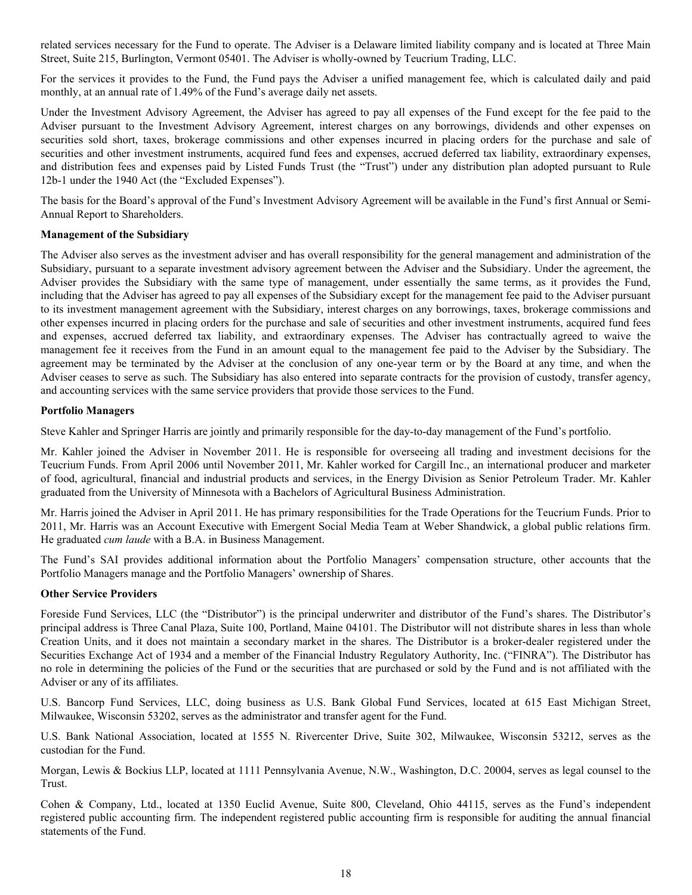related services necessary for the Fund to operate. The Adviser is a Delaware limited liability company and is located at Three Main Street, Suite 215, Burlington, Vermont 05401. The Adviser is wholly-owned by Teucrium Trading, LLC.

For the services it provides to the Fund, the Fund pays the Adviser a unified management fee, which is calculated daily and paid monthly, at an annual rate of 1.49% of the Fund's average daily net assets.

Under the Investment Advisory Agreement, the Adviser has agreed to pay all expenses of the Fund except for the fee paid to the Adviser pursuant to the Investment Advisory Agreement, interest charges on any borrowings, dividends and other expenses on securities sold short, taxes, brokerage commissions and other expenses incurred in placing orders for the purchase and sale of securities and other investment instruments, acquired fund fees and expenses, accrued deferred tax liability, extraordinary expenses, and distribution fees and expenses paid by Listed Funds Trust (the "Trust") under any distribution plan adopted pursuant to Rule 12b-1 under the 1940 Act (the "Excluded Expenses").

The basis for the Board's approval of the Fund's Investment Advisory Agreement will be available in the Fund's first Annual or Semi-Annual Report to Shareholders.

**Management of the Subsidiary**

The Adviser also serves as the investment adviser and has overall responsibility for the general management and administration of the Subsidiary, pursuant to a separate investment advisory agreement between the Adviser and the Subsidiary. Under the agreement, the Adviser provides the Subsidiary with the same type of management, under essentially the same terms, as it provides the Fund, including that the Adviser has agreed to pay all expenses of the Subsidiary except for the management fee paid to the Adviser pursuant to its investment management agreement with the Subsidiary, interest charges on any borrowings, taxes, brokerage commissions and other expenses incurred in placing orders for the purchase and sale of securities and other investment instruments, acquired fund fees and expenses, accrued deferred tax liability, and extraordinary expenses. The Adviser has contractually agreed to waive the management fee it receives from the Fund in an amount equal to the management fee paid to the Adviser by the Subsidiary. The agreement may be terminated by the Adviser at the conclusion of any one-year term or by the Board at any time, and when the Adviser ceases to serve as such. The Subsidiary has also entered into separate contracts for the provision of custody, transfer agency, and accounting services with the same service providers that provide those services to the Fund.

**Portfolio Managers**

Steve Kahler and Springer Harris are jointly and primarily responsible for the day-to-day management of the Fund's portfolio.

Mr. Kahler joined the Adviser in November 2011. He is responsible for overseeing all trading and investment decisions for the Teucrium Funds. From April 2006 until November 2011, Mr. Kahler worked for Cargill Inc., an international producer and marketer of food, agricultural, financial and industrial products and services, in the Energy Division as Senior Petroleum Trader. Mr. Kahler graduated from the University of Minnesota with a Bachelors of Agricultural Business Administration.

Mr. Harris joined the Adviser in April 2011. He has primary responsibilities for the Trade Operations for the Teucrium Funds. Prior to 2011, Mr. Harris was an Account Executive with Emergent Social Media Team at Weber Shandwick, a global public relations firm. He graduated *cum laude* with a B.A. in Business Management.

The Fund's SAI provides additional information about the Portfolio Managers' compensation structure, other accounts that the Portfolio Managers manage and the Portfolio Managers' ownership of Shares.

**Other Service Providers**

Foreside Fund Services, LLC (the "Distributor") is the principal underwriter and distributor of the Fund's shares. The Distributor's principal address is Three Canal Plaza, Suite 100, Portland, Maine 04101. The Distributor will not distribute shares in less than whole Creation Units, and it does not maintain a secondary market in the shares. The Distributor is a broker-dealer registered under the Securities Exchange Act of 1934 and a member of the Financial Industry Regulatory Authority, Inc. ("FINRA"). The Distributor has no role in determining the policies of the Fund or the securities that are purchased or sold by the Fund and is not affiliated with the Adviser or any of its affiliates.

U.S. Bancorp Fund Services, LLC, doing business as U.S. Bank Global Fund Services, located at 615 East Michigan Street, Milwaukee, Wisconsin 53202, serves as the administrator and transfer agent for the Fund.

U.S. Bank National Association, located at 1555 N. Rivercenter Drive, Suite 302, Milwaukee, Wisconsin 53212, serves as the custodian for the Fund.

Morgan, Lewis & Bockius LLP, located at 1111 Pennsylvania Avenue, N.W., Washington, D.C. 20004, serves as legal counsel to the Trust.

Cohen & Company, Ltd., located at 1350 Euclid Avenue, Suite 800, Cleveland, Ohio 44115, serves as the Fund's independent registered public accounting firm. The independent registered public accounting firm is responsible for auditing the annual financial statements of the Fund.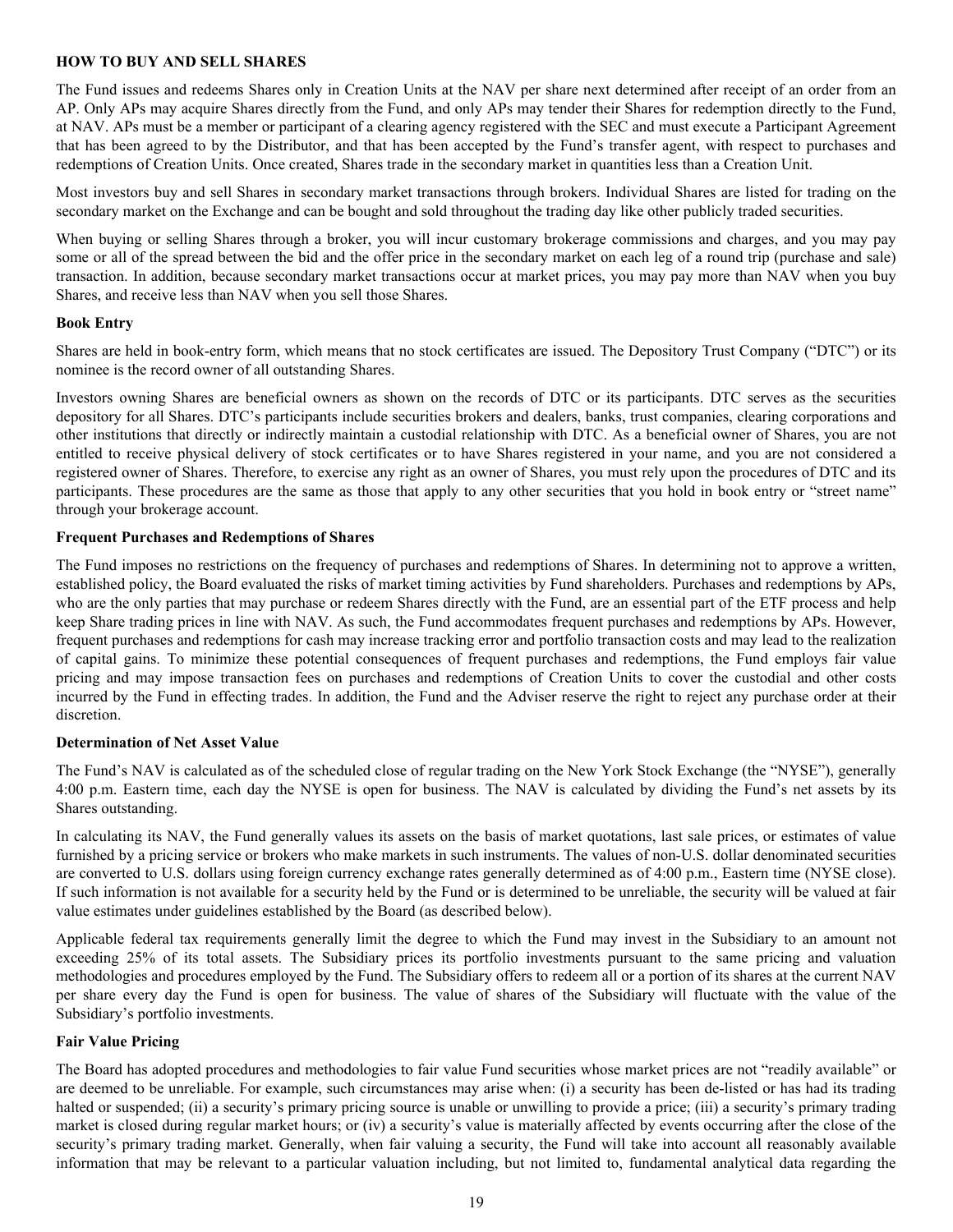## HOW TO BUY AND SELL SHARES

The Fund issues and redeems Shares only in Creation Units at the NAV per share next determined after receipt of an order from an AP. Only APs may acquire Shares directly from the Fund, and only APs may tender their Shares for redemption directly to the Fund, at NAV. APs must be a member or participant of a clearing agency registered with the SEC and must execute a Participant Agreement that has been agreed to by the Distributor, and that has been accepted by the Fund's transfer agent, with respect to purchases and redemptions of Creation Units. Once created, Shares trade in the secondary market in quantities less than a Creation Unit.

Most investors buy and sell Shares in secondary market transactions through brokers. Individual Shares are listed for trading on the secondary market on the Exchange and can be bought and sold throughout the trading day like other publicly traded securities.

When buying or selling Shares through a broker, you will incur customary brokerage commissions and charges, and you may pay some or all of the spread between the bid and the offer price in the secondary market on each leg of a round trip (purchase and sale) transaction. In addition, because secondary market transactions occur at market prices, you may pay more than NAV when you buy Shares, and receive less than NAV when you sell those Shares.

### Book Entry

Shares are held in book-entry form, which means that no stock certificates are issued. The Depository Trust Company ("DTC") or its nominee is the record owner of all outstanding Shares.

Investors owning Shares are beneficial owners as shown on the records of DTC or its participants. DTC serves as the securities depository for all Shares. DTC's participants include securities brokers and dealers, banks, trust companies, clearing corporations and other institutions that directly or indirectly maintain a custodial relationship with DTC. As a beneficial owner of Shares, you are not entitled to receive physical delivery of stock certificates or to have Shares registered in your name, and you are not considered a registered owner of Shares. Therefore, to exercise any right as an owner of Shares, you must rely upon the procedures of DTC and its participants. These procedures are the same as those that apply to any other securities that you hold in book entry or "street name" through your brokerage account.

### Frequent Purchases and Redemptions of Shares

The Fund imposes no restrictions on the frequency of purchases and redemptions of Shares. In determining not to approve a written, established policy, the Board evaluated the risks of market timing activities by Fund shareholders. Purchases and redemptions by APs, who are the only parties that may purchase or redeem Shares directly with the Fund, are an essential part of the ETF process and help keep Share trading prices in line with NAV. As such, the Fund accommodates frequent purchases and redemptions by APs. However, frequent purchases and redemptions for cash may increase tracking error and portfolio transaction costs and may lead to the realization of capital gains. To minimize these potential consequences of frequent purchases and redemptions, the Fund employs fair value pricing and may impose transaction fees on purchases and redemptions of Creation Units to cover the custodial and other costs incurred by the Fund in effecting trades. In addition, the Fund and the Adviser reserve the right to reject any purchase order at their discretion.

### Determination of Net Asset Value

The Fund's NAV is calculated as of the scheduled close of regular trading on the New York Stock Exchange (the "NYSE"), generally 4:00 p.m. Eastern time, each day the NYSE is open for business. The NAV is calculated by dividing the Fund's net assets by its Shares outstanding.

In calculating its NAV, the Fund generally values its assets on the basis of market quotations, last sale prices, or estimates of value furnished by a pricing service or brokers who make markets in such instruments. The values of non-U.S. dollar denominated securities are converted to U.S. dollars using foreign currency exchange rates generally determined as of 4:00 p.m., Eastern time (NYSE close). If such information is not available for a security held by the Fund or is determined to be unreliable, the security will be valued at fair value estimates under guidelines established by the Board (as described below).

Applicable federal tax requirements generally limit the degree to which the Fund may invest in the Subsidiary to an amount not exceeding 25% of its total assets. The Subsidiary prices its portfolio investments pursuant to the same pricing and valuation methodologies and procedures employed by the Fund. The Subsidiary offers to redeem all or a portion of its shares at the current NAV per share every day the Fund is open for business. The value of shares of the Subsidiary will fluctuate with the value of the Subsidiary's portfolio investments.

### Fair Value Pricing

The Board has adopted procedures and methodologies to fair value Fund securities whose market prices are not "readily available" or are deemed to be unreliable. For example, such circumstances may arise when: (i) a security has been de-listed or has had its trading halted or suspended; (ii) a security's primary pricing source is unable or unwilling to provide a price; (iii) a security's primary trading market is closed during regular market hours; or (iv) a security's value is materially affected by events occurring after the close of the security's primary trading market. Generally, when fair valuing a security, the Fund will take into account all reasonably available information that may be relevant to a particular valuation including, but not limited to, fundamental analytical data regarding the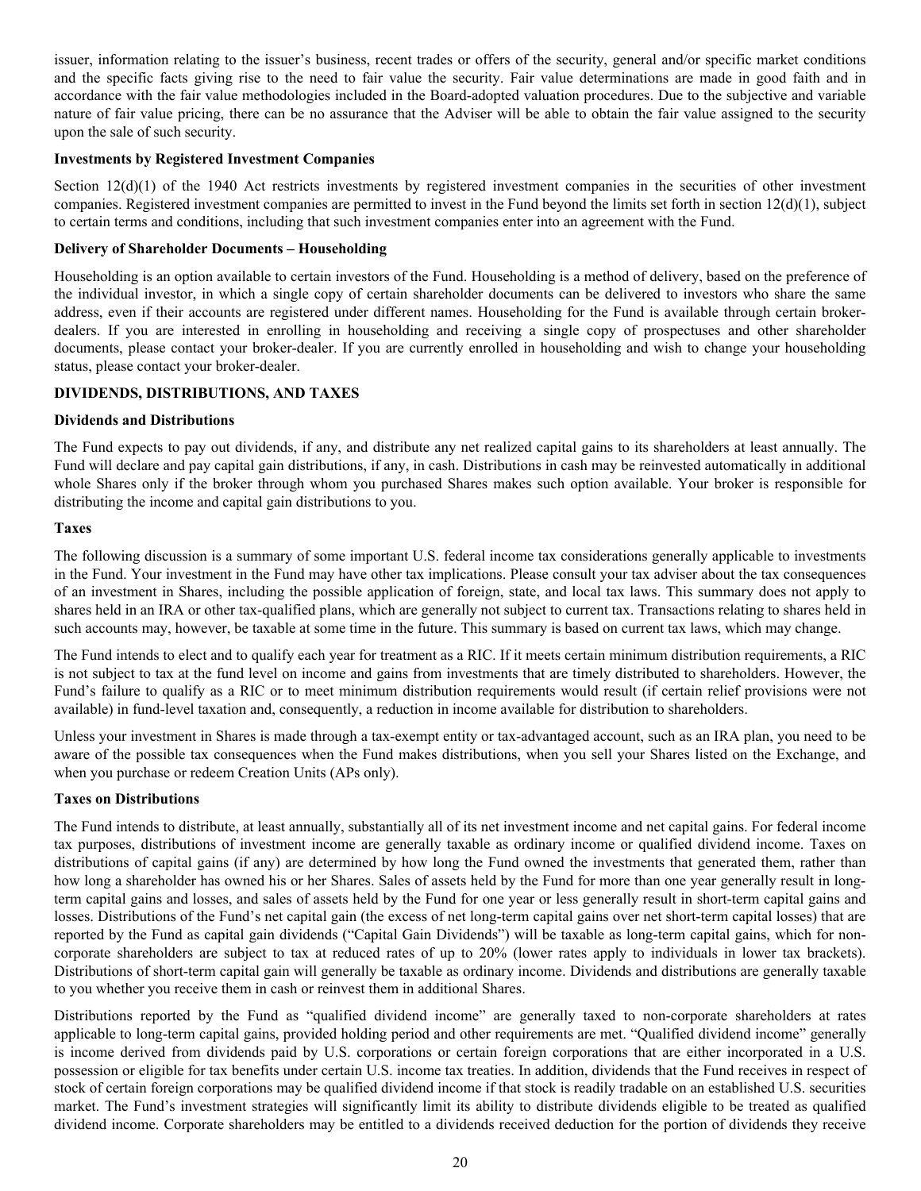issuer, information relating to the issuer's business, recent trades or offers of the security, general and/or specific market conditions and the specific facts giving rise to the need to fair value the security. Fair value determinations are made in good faith and in accordance with the fair value methodologies included in the Board-adopted valuation procedures. Due to the subjective and variable nature of fair value pricing, there can be no assurance that the Adviser will be able to obtain the fair value assigned to the security upon the sale of such security.

**Investments by Registered Investment Companies**

Section 12(d)(1) of the 1940 Act restricts investments by registered investment companies in the securities of other investment companies. Registered investment companies are permitted to invest in the Fund beyond the limits set forth in section 12(d)(1), subject to certain terms and conditions, including that such investment companies enter into an agreement with the Fund.

**Delivery of Shareholder Documents – Householding**

Householding is an option available to certain investors of the Fund. Householding is a method of delivery, based on the preference of the individual investor, in which a single copy of certain shareholder documents can be delivered to investors who share the same address, even if their accounts are registered under different names. Householding for the Fund is available through certain broker-dealers. If you are interested in enrolling in householding and receiving a single copy of prospectuses and other shareholder documents, please contact your broker-dealer. If you are currently enrolled in householding and wish to change your householding status, please contact your broker-dealer.

## DIVIDENDS, DISTRIBUTIONS, AND TAXES

**Dividends and Distributions**

The Fund expects to pay out dividends, if any, and distribute any net realized capital gains to its shareholders at least annually. The Fund will declare and pay capital gain distributions, if any, in cash. Distributions in cash may be reinvested automatically in additional whole Shares only if the broker through whom you purchased Shares makes such option available. Your broker is responsible for distributing the income and capital gain distributions to you.

**Taxes**

The following discussion is a summary of some important U.S. federal income tax considerations generally applicable to investments in the Fund. Your investment in the Fund may have other tax implications. Please consult your tax adviser about the tax consequences of an investment in Shares, including the possible application of foreign, state, and local tax laws. This summary does not apply to shares held in an IRA or other tax-qualified plans, which are generally not subject to current tax. Transactions relating to shares held in such accounts may, however, be taxable at some time in the future. This summary is based on current tax laws, which may change.

The Fund intends to elect and to qualify each year for treatment as a RIC. If it meets certain minimum distribution requirements, a RIC is not subject to tax at the fund level on income and gains from investments that are timely distributed to shareholders. However, the Fund's failure to qualify as a RIC or to meet minimum distribution requirements would result (if certain relief provisions were not available) in fund-level taxation and, consequently, a reduction in income available for distribution to shareholders.

Unless your investment in Shares is made through a tax-exempt entity or tax-advantaged account, such as an IRA plan, you need to be aware of the possible tax consequences when the Fund makes distributions, when you sell your Shares listed on the Exchange, and when you purchase or redeem Creation Units (APs only).

**Taxes on Distributions**

The Fund intends to distribute, at least annually, substantially all of its net investment income and net capital gains. For federal income tax purposes, distributions of investment income are generally taxable as ordinary income or qualified dividend income. Taxes on distributions of capital gains (if any) are determined by how long the Fund owned the investments that generated them, rather than how long a shareholder has owned his or her Shares. Sales of assets held by the Fund for more than one year generally result in long-term capital gains and losses, and sales of assets held by the Fund for one year or less generally result in short-term capital gains and losses. Distributions of the Fund's net capital gain (the excess of net long-term capital gains over net short-term capital losses) that are reported by the Fund as capital gain dividends ("Capital Gain Dividends") will be taxable as long-term capital gains, which for non-corporate shareholders are subject to tax at reduced rates of up to 20% (lower rates apply to individuals in lower tax brackets). Distributions of short-term capital gain will generally be taxable as ordinary income. Dividends and distributions are generally taxable to you whether you receive them in cash or reinvest them in additional Shares.

Distributions reported by the Fund as "qualified dividend income" are generally taxed to non-corporate shareholders at rates applicable to long-term capital gains, provided holding period and other requirements are met. "Qualified dividend income" generally is income derived from dividends paid by U.S. corporations or certain foreign corporations that are either incorporated in a U.S. possession or eligible for tax benefits under certain U.S. income tax treaties. In addition, dividends that the Fund receives in respect of stock of certain foreign corporations may be qualified dividend income if that stock is readily tradable on an established U.S. securities market. The Fund's investment strategies will significantly limit its ability to distribute dividends eligible to be treated as qualified dividend income. Corporate shareholders may be entitled to a dividends received deduction for the portion of dividends they receive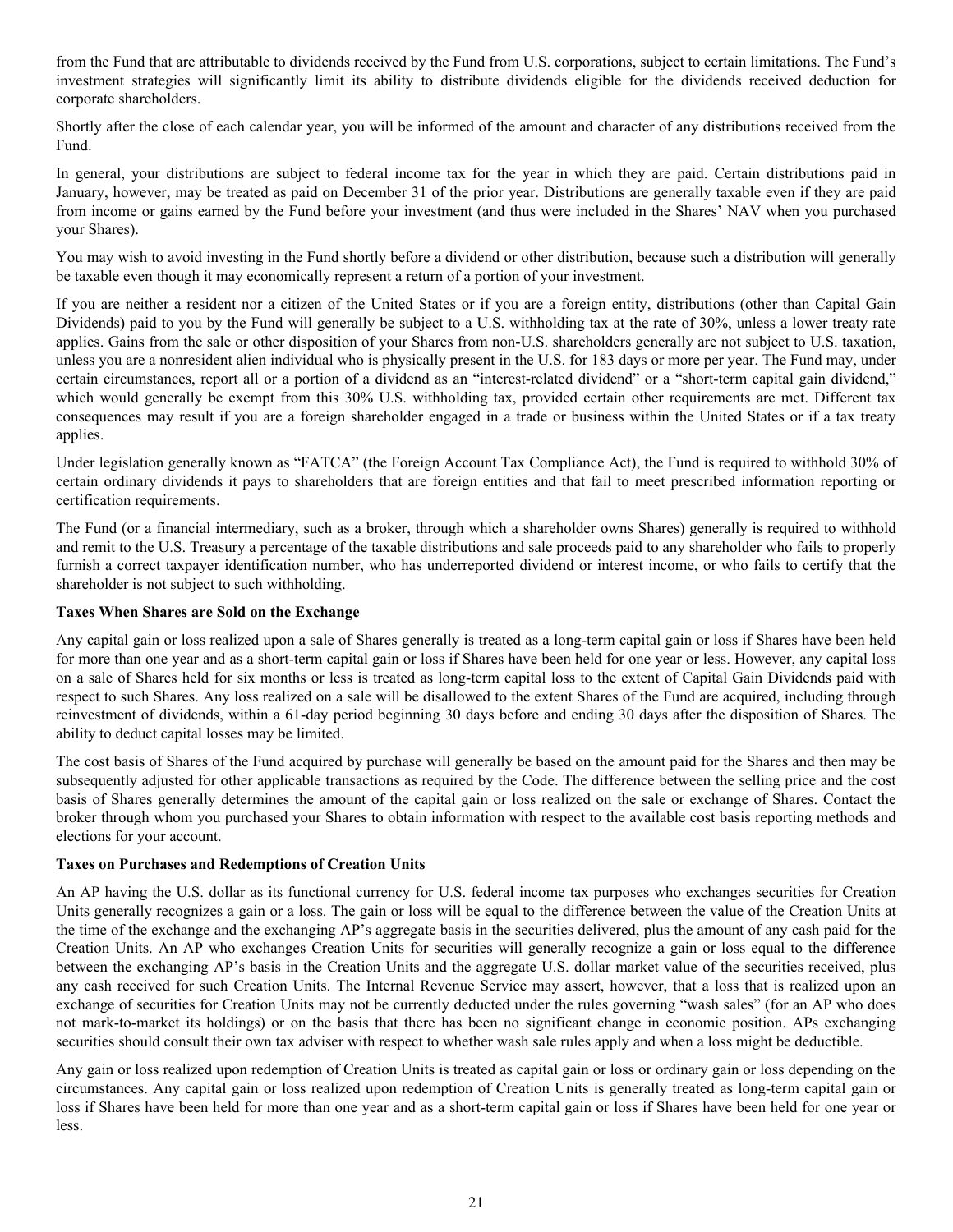from the Fund that are attributable to dividends received by the Fund from U.S. corporations, subject to certain limitations. The Fund's investment strategies will significantly limit its ability to distribute dividends eligible for the dividends received deduction for corporate shareholders.

Shortly after the close of each calendar year, you will be informed of the amount and character of any distributions received from the Fund.

In general, your distributions are subject to federal income tax for the year in which they are paid. Certain distributions paid in January, however, may be treated as paid on December 31 of the prior year. Distributions are generally taxable even if they are paid from income or gains earned by the Fund before your investment (and thus were included in the Shares' NAV when you purchased your Shares).

You may wish to avoid investing in the Fund shortly before a dividend or other distribution, because such a distribution will generally be taxable even though it may economically represent a return of a portion of your investment.

If you are neither a resident nor a citizen of the United States or if you are a foreign entity, distributions (other than Capital Gain Dividends) paid to you by the Fund will generally be subject to a U.S. withholding tax at the rate of 30%, unless a lower treaty rate applies. Gains from the sale or other disposition of your Shares from non-U.S. shareholders generally are not subject to U.S. taxation, unless you are a nonresident alien individual who is physically present in the U.S. for 183 days or more per year. The Fund may, under certain circumstances, report all or a portion of a dividend as an "interest-related dividend" or a "short-term capital gain dividend," which would generally be exempt from this 30% U.S. withholding tax, provided certain other requirements are met. Different tax consequences may result if you are a foreign shareholder engaged in a trade or business within the United States or if a tax treaty applies.

Under legislation generally known as "FATCA" (the Foreign Account Tax Compliance Act), the Fund is required to withhold 30% of certain ordinary dividends it pays to shareholders that are foreign entities and that fail to meet prescribed information reporting or certification requirements.

The Fund (or a financial intermediary, such as a broker, through which a shareholder owns Shares) generally is required to withhold and remit to the U.S. Treasury a percentage of the taxable distributions and sale proceeds paid to any shareholder who fails to properly furnish a correct taxpayer identification number, who has underreported dividend or interest income, or who fails to certify that the shareholder is not subject to such withholding.

**Taxes When Shares are Sold on the Exchange**

Any capital gain or loss realized upon a sale of Shares generally is treated as a long-term capital gain or loss if Shares have been held for more than one year and as a short-term capital gain or loss if Shares have been held for one year or less. However, any capital loss on a sale of Shares held for six months or less is treated as long-term capital loss to the extent of Capital Gain Dividends paid with respect to such Shares. Any loss realized on a sale will be disallowed to the extent Shares of the Fund are acquired, including through reinvestment of dividends, within a 61-day period beginning 30 days before and ending 30 days after the disposition of Shares. The ability to deduct capital losses may be limited.

The cost basis of Shares of the Fund acquired by purchase will generally be based on the amount paid for the Shares and then may be subsequently adjusted for other applicable transactions as required by the Code. The difference between the selling price and the cost basis of Shares generally determines the amount of the capital gain or loss realized on the sale or exchange of Shares. Contact the broker through whom you purchased your Shares to obtain information with respect to the available cost basis reporting methods and elections for your account.

**Taxes on Purchases and Redemptions of Creation Units**

An AP having the U.S. dollar as its functional currency for U.S. federal income tax purposes who exchanges securities for Creation Units generally recognizes a gain or a loss. The gain or loss will be equal to the difference between the value of the Creation Units at the time of the exchange and the exchanging AP's aggregate basis in the securities delivered, plus the amount of any cash paid for the Creation Units. An AP who exchanges Creation Units for securities will generally recognize a gain or loss equal to the difference between the exchanging AP's basis in the Creation Units and the aggregate U.S. dollar market value of the securities received, plus any cash received for such Creation Units. The Internal Revenue Service may assert, however, that a loss that is realized upon an exchange of securities for Creation Units may not be currently deducted under the rules governing "wash sales" (for an AP who does not mark-to-market its holdings) or on the basis that there has been no significant change in economic position. APs exchanging securities should consult their own tax adviser with respect to whether wash sale rules apply and when a loss might be deductible.

Any gain or loss realized upon redemption of Creation Units is treated as capital gain or loss or ordinary gain or loss depending on the circumstances. Any capital gain or loss realized upon redemption of Creation Units is generally treated as long-term capital gain or loss if Shares have been held for more than one year and as a short-term capital gain or loss if Shares have been held for one year or less.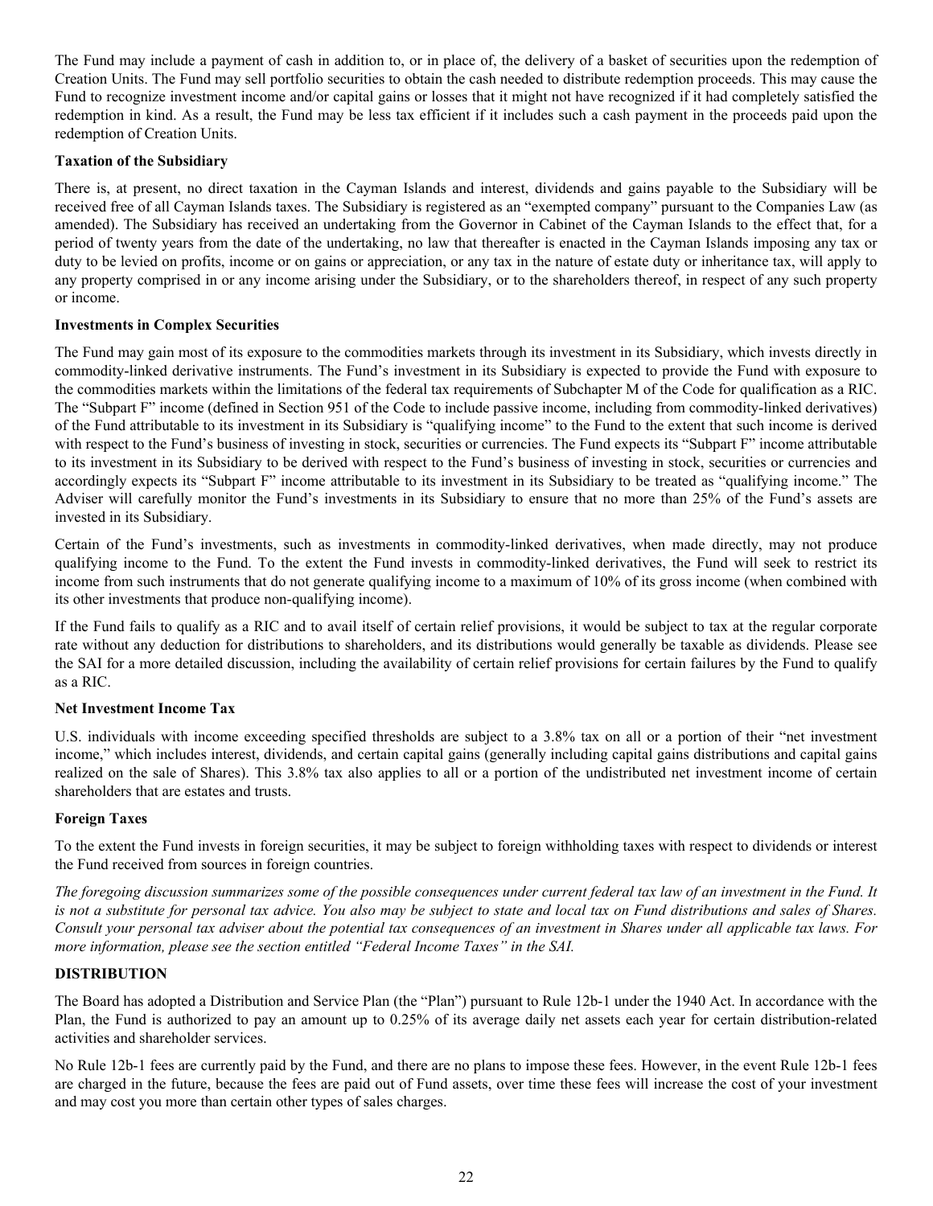The Fund may include a payment of cash in addition to, or in place of, the delivery of a basket of securities upon the redemption of Creation Units. The Fund may sell portfolio securities to obtain the cash needed to distribute redemption proceeds. This may cause the Fund to recognize investment income and/or capital gains or losses that it might not have recognized if it had completely satisfied the redemption in kind. As a result, the Fund may be less tax efficient if it includes such a cash payment in the proceeds paid upon the redemption of Creation Units.

**Taxation of the Subsidiary**

There is, at present, no direct taxation in the Cayman Islands and interest, dividends and gains payable to the Subsidiary will be received free of all Cayman Islands taxes. The Subsidiary is registered as an "exempted company" pursuant to the Companies Law (as amended). The Subsidiary has received an undertaking from the Governor in Cabinet of the Cayman Islands to the effect that, for a period of twenty years from the date of the undertaking, no law that thereafter is enacted in the Cayman Islands imposing any tax or duty to be levied on profits, income or on gains or appreciation, or any tax in the nature of estate duty or inheritance tax, will apply to any property comprised in or any income arising under the Subsidiary, or to the shareholders thereof, in respect of any such property or income.

**Investments in Complex Securities**

The Fund may gain most of its exposure to the commodities markets through its investment in its Subsidiary, which invests directly in commodity-linked derivative instruments. The Fund's investment in its Subsidiary is expected to provide the Fund with exposure to the commodities markets within the limitations of the federal tax requirements of Subchapter M of the Code for qualification as a RIC. The "Subpart F" income (defined in Section 951 of the Code to include passive income, including from commodity-linked derivatives) of the Fund attributable to its investment in its Subsidiary is "qualifying income" to the Fund to the extent that such income is derived with respect to the Fund's business of investing in stock, securities or currencies. The Fund expects its "Subpart F" income attributable to its investment in its Subsidiary to be derived with respect to the Fund's business of investing in stock, securities or currencies and accordingly expects its "Subpart F" income attributable to its investment in its Subsidiary to be treated as "qualifying income." The Adviser will carefully monitor the Fund's investments in its Subsidiary to ensure that no more than 25% of the Fund's assets are invested in its Subsidiary.

Certain of the Fund's investments, such as investments in commodity-linked derivatives, when made directly, may not produce qualifying income to the Fund. To the extent the Fund invests in commodity-linked derivatives, the Fund will seek to restrict its income from such instruments that do not generate qualifying income to a maximum of 10% of its gross income (when combined with its other investments that produce non-qualifying income).

If the Fund fails to qualify as a RIC and to avail itself of certain relief provisions, it would be subject to tax at the regular corporate rate without any deduction for distributions to shareholders, and its distributions would generally be taxable as dividends. Please see the SAI for a more detailed discussion, including the availability of certain relief provisions for certain failures by the Fund to qualify as a RIC.

**Net Investment Income Tax**

U.S. individuals with income exceeding specified thresholds are subject to a 3.8% tax on all or a portion of their "net investment income," which includes interest, dividends, and certain capital gains (generally including capital gains distributions and capital gains realized on the sale of Shares). This 3.8% tax also applies to all or a portion of the undistributed net investment income of certain shareholders that are estates and trusts.

**Foreign Taxes**

To the extent the Fund invests in foreign securities, it may be subject to foreign withholding taxes with respect to dividends or interest the Fund received from sources in foreign countries.

*The foregoing discussion summarizes some of the possible consequences under current federal tax law of an investment in the Fund. It is not a substitute for personal tax advice. You also may be subject to state and local tax on Fund distributions and sales of Shares. Consult your personal tax adviser about the potential tax consequences of an investment in Shares under all applicable tax laws. For more information, please see the section entitled "Federal Income Taxes" in the SAI.*

## DISTRIBUTION

The Board has adopted a Distribution and Service Plan (the "Plan") pursuant to Rule 12b-1 under the 1940 Act. In accordance with the Plan, the Fund is authorized to pay an amount up to 0.25% of its average daily net assets each year for certain distribution-related activities and shareholder services.

No Rule 12b-1 fees are currently paid by the Fund, and there are no plans to impose these fees. However, in the event Rule 12b-1 fees are charged in the future, because the fees are paid out of Fund assets, over time these fees will increase the cost of your investment and may cost you more than certain other types of sales charges.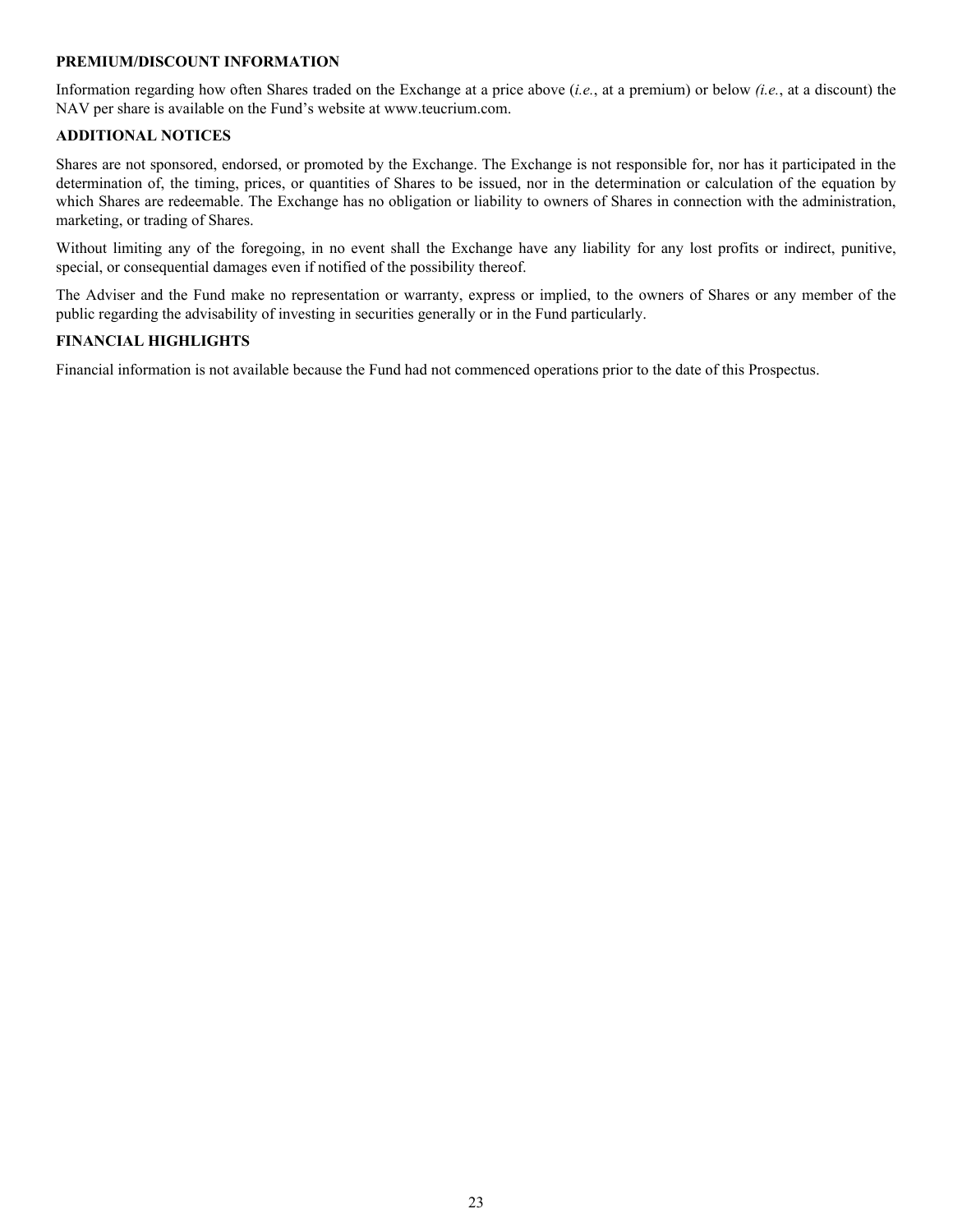## PREMIUM/DISCOUNT INFORMATION

Information regarding how often Shares traded on the Exchange at a price above (*i.e.*, at a premium) or below *(i.e.*, at a discount) the NAV per share is available on the Fund's website at www.teucrium.com.

## ADDITIONAL NOTICES

Shares are not sponsored, endorsed, or promoted by the Exchange. The Exchange is not responsible for, nor has it participated in the determination of, the timing, prices, or quantities of Shares to be issued, nor in the determination or calculation of the equation by which Shares are redeemable. The Exchange has no obligation or liability to owners of Shares in connection with the administration, marketing, or trading of Shares.

Without limiting any of the foregoing, in no event shall the Exchange have any liability for any lost profits or indirect, punitive, special, or consequential damages even if notified of the possibility thereof.

The Adviser and the Fund make no representation or warranty, express or implied, to the owners of Shares or any member of the public regarding the advisability of investing in securities generally or in the Fund particularly.

## FINANCIAL HIGHLIGHTS

Financial information is not available because the Fund had not commenced operations prior to the date of this Prospectus.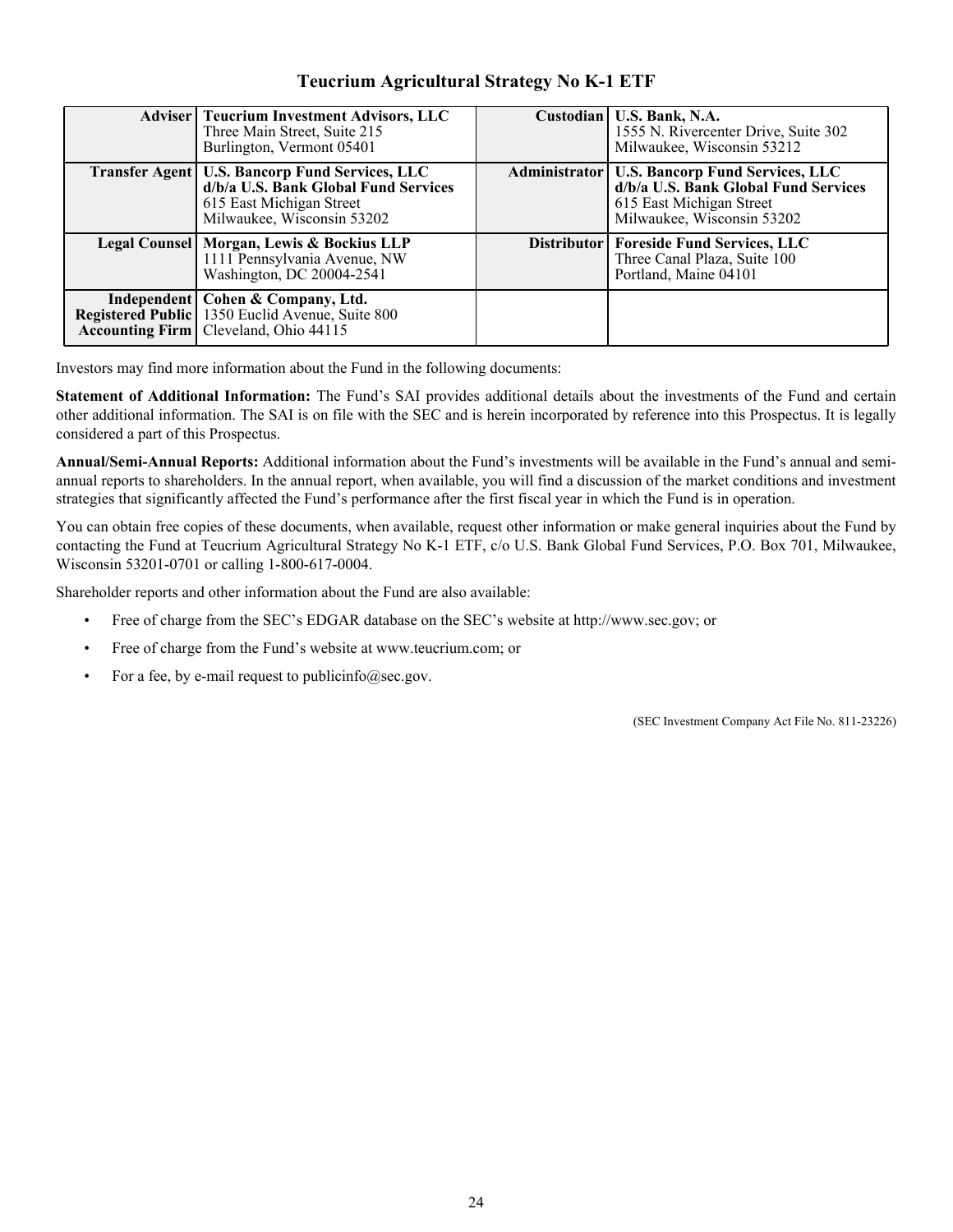## Teucrium Agricultural Strategy No K-1 ETF

| | | | |
|---|---|---|---|
| **Adviser** | **Teucrium Investment Advisors, LLC**<br>Three Main Street, Suite 215<br>Burlington, Vermont 05401 | **Custodian** | **U.S. Bank, N.A.**<br>1555 N. Rivercenter Drive, Suite 302<br>Milwaukee, Wisconsin 53212 |
| **Transfer Agent** | **U.S. Bancorp Fund Services, LLC d/b/a U.S. Bank Global Fund Services**<br>615 East Michigan Street<br>Milwaukee, Wisconsin 53202 | **Administrator** | **U.S. Bancorp Fund Services, LLC d/b/a U.S. Bank Global Fund Services**<br>615 East Michigan Street<br>Milwaukee, Wisconsin 53202 |
| **Legal Counsel** | **Morgan, Lewis & Bockius LLP**<br>1111 Pennsylvania Avenue, NW<br>Washington, DC 20004-2541 | **Distributor** | **Foreside Fund Services, LLC**<br>Three Canal Plaza, Suite 100<br>Portland, Maine 04101 |
| **Independent Registered Public Accounting Firm** | **Cohen & Company, Ltd.**<br>1350 Euclid Avenue, Suite 800<br>Cleveland, Ohio 44115 | | |

Investors may find more information about the Fund in the following documents:

**Statement of Additional Information:** The Fund's SAI provides additional details about the investments of the Fund and certain other additional information. The SAI is on file with the SEC and is herein incorporated by reference into this Prospectus. It is legally considered a part of this Prospectus.

**Annual/Semi-Annual Reports:** Additional information about the Fund's investments will be available in the Fund's annual and semi-annual reports to shareholders. In the annual report, when available, you will find a discussion of the market conditions and investment strategies that significantly affected the Fund's performance after the first fiscal year in which the Fund is in operation.

You can obtain free copies of these documents, when available, request other information or make general inquiries about the Fund by contacting the Fund at Teucrium Agricultural Strategy No K-1 ETF, c/o U.S. Bank Global Fund Services, P.O. Box 701, Milwaukee, Wisconsin 53201-0701 or calling 1-800-617-0004.

Shareholder reports and other information about the Fund are also available:

- Free of charge from the SEC's EDGAR database on the SEC's website at http://www.sec.gov; or
- Free of charge from the Fund's website at www.teucrium.com; or
- For a fee, by e-mail request to publicinfo@sec.gov.

(SEC Investment Company Act File No. 811-23226)